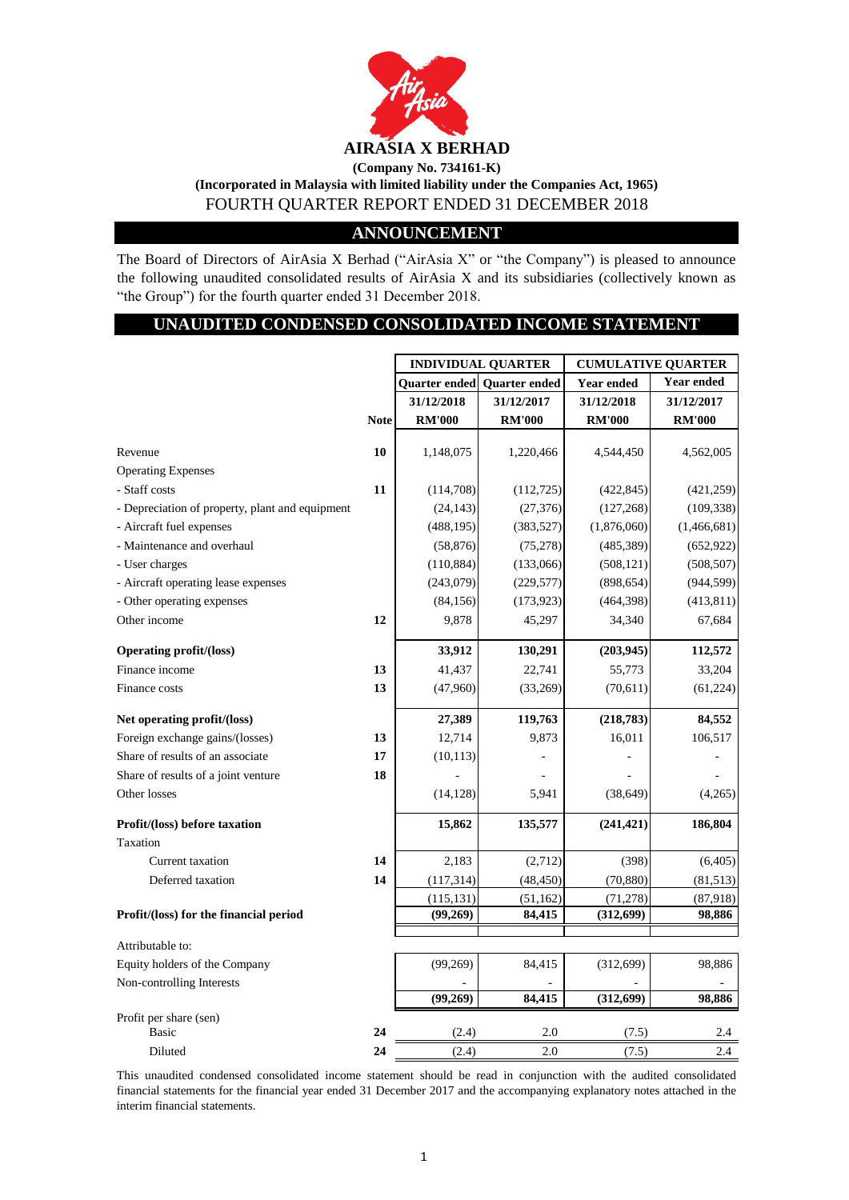# AIRASIA X BERHAD

**(Company No. 734161-K)**

**(Incorporated in Malaysia with limited liability under the Companies Act, 1965)**

FOURTH QUARTER REPORT ENDED 31 DECEMBER 2018

## ANNOUNCEMENT

The Board of Directors of AirAsia X Berhad ("AirAsia X" or "the Company") is pleased to announce the following unaudited consolidated results of AirAsia X and its subsidiaries (collectively known as "the Group") for the fourth quarter ended 31 December 2018.

## UNAUDITED CONDENSED CONSOLIDATED INCOME STATEMENT

| | | INDIVIDUAL QUARTER | | CUMULATIVE QUARTER | |
|---|---|---|---|---|---|
| | | Quarter ended | Quarter ended | Year ended | Year ended |
| | | 31/12/2018 | 31/12/2017 | 31/12/2018 | 31/12/2017 |
| | Note | RM'000 | RM'000 | RM'000 | RM'000 |
| Revenue | 10 | 1,148,075 | 1,220,466 | 4,544,450 | 4,562,005 |
| Operating Expenses | | | | | |
| - Staff costs | 11 | (114,708) | (112,725) | (422,845) | (421,259) |
| - Depreciation of property, plant and equipment | | (24,143) | (27,376) | (127,268) | (109,338) |
| - Aircraft fuel expenses | | (488,195) | (383,527) | (1,876,060) | (1,466,681) |
| - Maintenance and overhaul | | (58,876) | (75,278) | (485,389) | (652,922) |
| - User charges | | (110,884) | (133,066) | (508,121) | (508,507) |
| - Aircraft operating lease expenses | | (243,079) | (229,577) | (898,654) | (944,599) |
| - Other operating expenses | | (84,156) | (173,923) | (464,398) | (413,811) |
| Other income | 12 | 9,878 | 45,297 | 34,340 | 67,684 |
| **Operating profit/(loss)** | | **33,912** | **130,291** | **(203,945)** | **112,572** |
| Finance income | 13 | 41,437 | 22,741 | 55,773 | 33,204 |
| Finance costs | 13 | (47,960) | (33,269) | (70,611) | (61,224) |
| **Net operating profit/(loss)** | | **27,389** | **119,763** | **(218,783)** | **84,552** |
| Foreign exchange gains/(losses) | 13 | 12,714 | 9,873 | 16,011 | 106,517 |
| Share of results of an associate | 17 | (10,113) | - | - | - |
| Share of results of a joint venture | 18 | - | - | - | - |
| Other losses | | (14,128) | 5,941 | (38,649) | (4,265) |
| **Profit/(loss) before taxation** | | **15,862** | **135,577** | **(241,421)** | **186,804** |
| Taxation | | | | | |
| Current taxation | 14 | 2,183 | (2,712) | (398) | (6,405) |
| Deferred taxation | 14 | (117,314) | (48,450) | (70,880) | (81,513) |
| | | (115,131) | (51,162) | (71,278) | (87,918) |
| **Profit/(loss) for the financial period** | | **(99,269)** | **84,415** | **(312,699)** | **98,886** |
| Attributable to: | | | | | |
| Equity holders of the Company | | (99,269) | 84,415 | (312,699) | 98,886 |
| Non-controlling Interests | | - | - | - | - |
| | | **(99,269)** | **84,415** | **(312,699)** | **98,886** |
| Profit per share (sen) | | | | | |
| Basic | 24 | (2.4) | 2.0 | (7.5) | 2.4 |
| Diluted | 24 | (2.4) | 2.0 | (7.5) | 2.4 |

This unaudited condensed consolidated income statement should be read in conjunction with the audited consolidated financial statements for the financial year ended 31 December 2017 and the accompanying explanatory notes attached in the interim financial statements.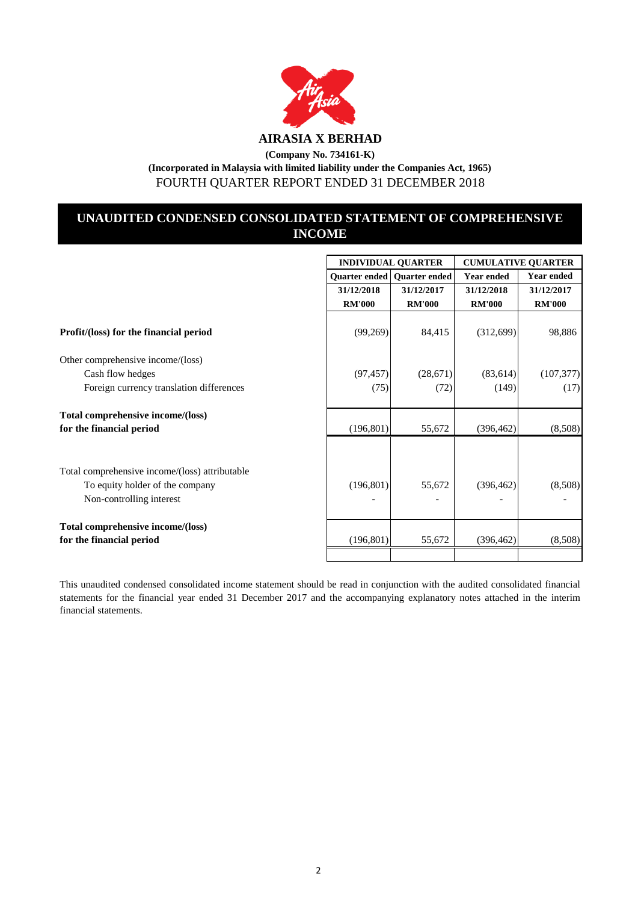**AIRASIA X BERHAD**

**(Company No. 734161-K)**

**(Incorporated in Malaysia with limited liability under the Companies Act, 1965)**

FOURTH QUARTER REPORT ENDED 31 DECEMBER 2018

## UNAUDITED CONDENSED CONSOLIDATED STATEMENT OF COMPREHENSIVE INCOME

| | INDIVIDUAL QUARTER | | CUMULATIVE QUARTER | |
|---|---|---|---|---|
| | Quarter ended | Quarter ended | Year ended | Year ended |
| | 31/12/2018 | 31/12/2017 | 31/12/2018 | 31/12/2017 |
| | RM'000 | RM'000 | RM'000 | RM'000 |
| **Profit/(loss) for the financial period** | (99,269) | 84,415 | (312,699) | 98,886 |
| Other comprehensive income/(loss) | | | | |
| Cash flow hedges | (97,457) | (28,671) | (83,614) | (107,377) |
| Foreign currency translation differences | (75) | (72) | (149) | (17) |
| **Total comprehensive income/(loss) for the financial period** | (196,801) | 55,672 | (396,462) | (8,508) |
| Total comprehensive income/(loss) attributable | | | | |
| To equity holder of the company | (196,801) | 55,672 | (396,462) | (8,508) |
| Non-controlling interest | - | - | - | - |
| **Total comprehensive income/(loss) for the financial period** | (196,801) | 55,672 | (396,462) | (8,508) |

This unaudited condensed consolidated income statement should be read in conjunction with the audited consolidated financial statements for the financial year ended 31 December 2017 and the accompanying explanatory notes attached in the interim financial statements.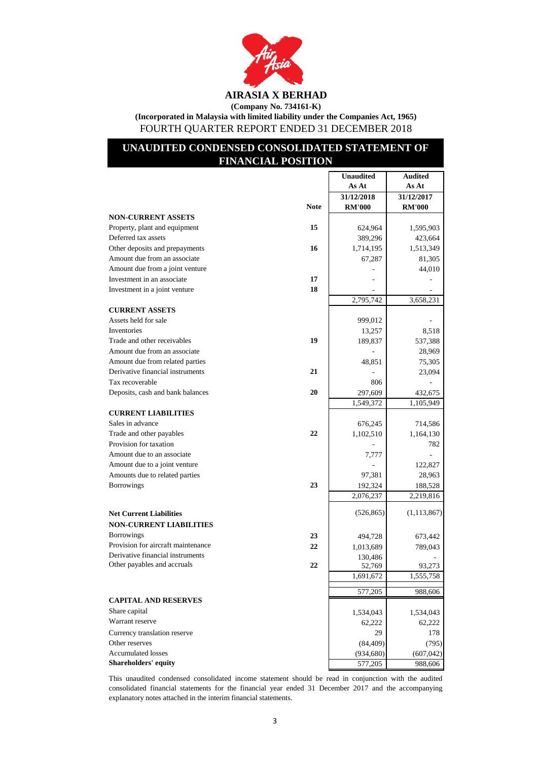# AIRASIA X BERHAD

**(Company No. 734161-K)**

**(Incorporated in Malaysia with limited liability under the Companies Act, 1965)**

FOURTH QUARTER REPORT ENDED 31 DECEMBER 2018

## UNAUDITED CONDENSED CONSOLIDATED STATEMENT OF FINANCIAL POSITION

| | Note | Unaudited As At 31/12/2018 RM'000 | Audited As At 31/12/2017 RM'000 |
|---|---|---|---|
| **NON-CURRENT ASSETS** | | | |
| Property, plant and equipment | 15 | 624,964 | 1,595,903 |
| Deferred tax assets | | 389,296 | 423,664 |
| Other deposits and prepayments | 16 | 1,714,195 | 1,513,349 |
| Amount due from an associate | | 67,287 | 81,305 |
| Amount due from a joint venture | | - | 44,010 |
| Investment in an associate | 17 | - | - |
| Investment in a joint venture | 18 | - | - |
| | | 2,795,742 | 3,658,231 |
| **CURRENT ASSETS** | | | |
| Assets held for sale | | 999,012 | - |
| Inventories | | 13,257 | 8,518 |
| Trade and other receivables | 19 | 189,837 | 537,388 |
| Amount due from an associate | | - | 28,969 |
| Amount due from related parties | | 48,851 | 75,305 |
| Derivative financial instruments | 21 | - | 23,094 |
| Tax recoverable | | 806 | - |
| Deposits, cash and bank balances | 20 | 297,609 | 432,675 |
| | | 1,549,372 | 1,105,949 |
| **CURRENT LIABILITIES** | | | |
| Sales in advance | | 676,245 | 714,586 |
| Trade and other payables | 22 | 1,102,510 | 1,164,130 |
| Provision for taxation | | - | 782 |
| Amount due to an associate | | 7,777 | - |
| Amount due to a joint venture | | - | 122,827 |
| Amounts due to related parties | | 97,381 | 28,963 |
| Borrowings | 23 | 192,324 | 188,528 |
| | | 2,076,237 | 2,219,816 |
| **Net Current Liabilities** | | (526,865) | (1,113,867) |
| **NON-CURRENT LIABILITIES** | | | |
| Borrowings | 23 | 494,728 | 673,442 |
| Provision for aircraft maintenance | 22 | 1,013,689 | 789,043 |
| Derivative financial instruments | | 130,486 | - |
| Other payables and accruals | 22 | 52,769 | 93,273 |
| | | 1,691,672 | 1,555,758 |
| | | 577,205 | 988,606 |
| **CAPITAL AND RESERVES** | | | |
| Share capital | | 1,534,043 | 1,534,043 |
| Warrant reserve | | 62,222 | 62,222 |
| Currency translation reserve | | 29 | 178 |
| Other reserves | | (84,409) | (795) |
| Accumulated losses | | (934,680) | (607,042) |
| **Shareholders' equity** | | 577,205 | 988,606 |

This unaudited condensed consolidated income statement should be read in conjunction with the audited consolidated financial statements for the financial year ended 31 December 2017 and the accompanying explanatory notes attached in the interim financial statements.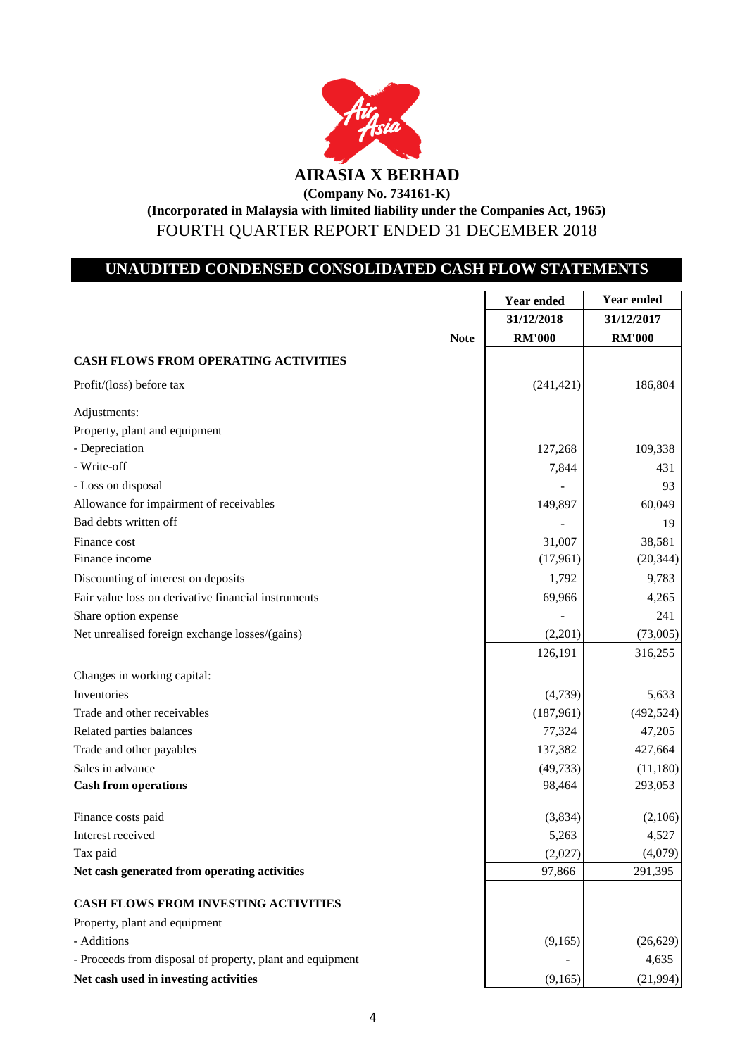# AIRASIA X BERHAD

**(Company No. 734161-K)**

**(Incorporated in Malaysia with limited liability under the Companies Act, 1965)**

FOURTH QUARTER REPORT ENDED 31 DECEMBER 2018

## UNAUDITED CONDENSED CONSOLIDATED CASH FLOW STATEMENTS

| | Note | Year ended 31/12/2018 RM'000 | Year ended 31/12/2017 RM'000 |
|---|---|---|---|
| **CASH FLOWS FROM OPERATING ACTIVITIES** | | | |
| Profit/(loss) before tax | | (241,421) | 186,804 |
| Adjustments: | | | |
| Property, plant and equipment | | | |
| - Depreciation | | 127,268 | 109,338 |
| - Write-off | | 7,844 | 431 |
| - Loss on disposal | | - | 93 |
| Allowance for impairment of receivables | | 149,897 | 60,049 |
| Bad debts written off | | - | 19 |
| Finance cost | | 31,007 | 38,581 |
| Finance income | | (17,961) | (20,344) |
| Discounting of interest on deposits | | 1,792 | 9,783 |
| Fair value loss on derivative financial instruments | | 69,966 | 4,265 |
| Share option expense | | - | 241 |
| Net unrealised foreign exchange losses/(gains) | | (2,201) | (73,005) |
| | | 126,191 | 316,255 |
| Changes in working capital: | | | |
| Inventories | | (4,739) | 5,633 |
| Trade and other receivables | | (187,961) | (492,524) |
| Related parties balances | | 77,324 | 47,205 |
| Trade and other payables | | 137,382 | 427,664 |
| Sales in advance | | (49,733) | (11,180) |
| **Cash from operations** | | 98,464 | 293,053 |
| Finance costs paid | | (3,834) | (2,106) |
| Interest received | | 5,263 | 4,527 |
| Tax paid | | (2,027) | (4,079) |
| **Net cash generated from operating activities** | | 97,866 | 291,395 |
| **CASH FLOWS FROM INVESTING ACTIVITIES** | | | |
| Property, plant and equipment | | | |
| - Additions | | (9,165) | (26,629) |
| - Proceeds from disposal of property, plant and equipment | | - | 4,635 |
| **Net cash used in investing activities** | | (9,165) | (21,994) |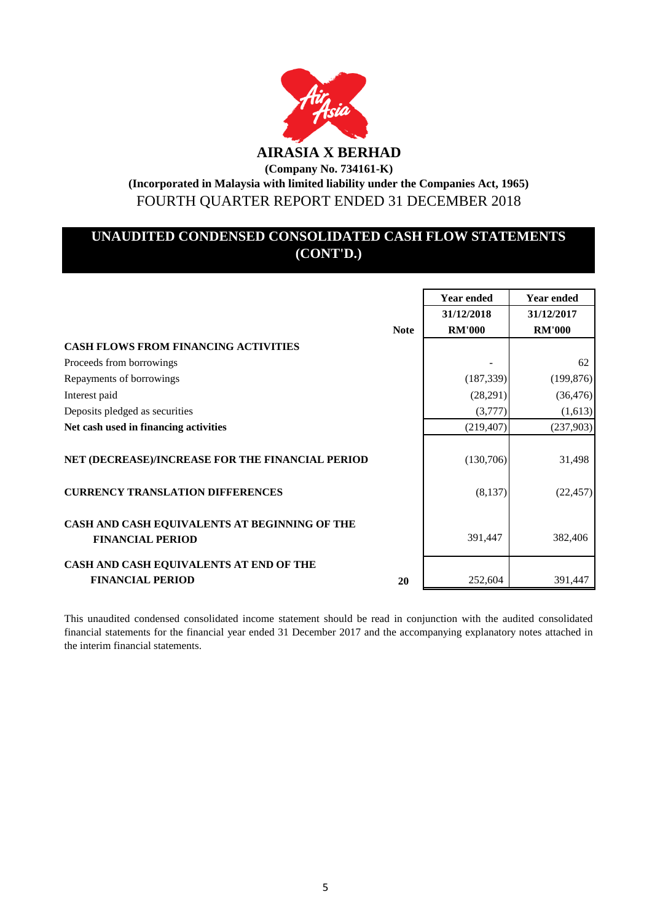# AIRASIA X BERHAD

**(Company No. 734161-K)**

**(Incorporated in Malaysia with limited liability under the Companies Act, 1965)**

FOURTH QUARTER REPORT ENDED 31 DECEMBER 2018

## UNAUDITED CONDENSED CONSOLIDATED CASH FLOW STATEMENTS (CONT'D.)

| | Note | Year ended 31/12/2018 RM'000 | Year ended 31/12/2017 RM'000 |
|---|---|---|---|
| **CASH FLOWS FROM FINANCING ACTIVITIES** | | | |
| Proceeds from borrowings | | - | 62 |
| Repayments of borrowings | | (187,339) | (199,876) |
| Interest paid | | (28,291) | (36,476) |
| Deposits pledged as securities | | (3,777) | (1,613) |
| **Net cash used in financing activities** | | (219,407) | (237,903) |
| **NET (DECREASE)/INCREASE FOR THE FINANCIAL PERIOD** | | (130,706) | 31,498 |
| **CURRENCY TRANSLATION DIFFERENCES** | | (8,137) | (22,457) |
| **CASH AND CASH EQUIVALENTS AT BEGINNING OF THE FINANCIAL PERIOD** | | 391,447 | 382,406 |
| **CASH AND CASH EQUIVALENTS AT END OF THE FINANCIAL PERIOD** | **20** | 252,604 | 391,447 |

This unaudited condensed consolidated income statement should be read in conjunction with the audited consolidated financial statements for the financial year ended 31 December 2017 and the accompanying explanatory notes attached in the interim financial statements.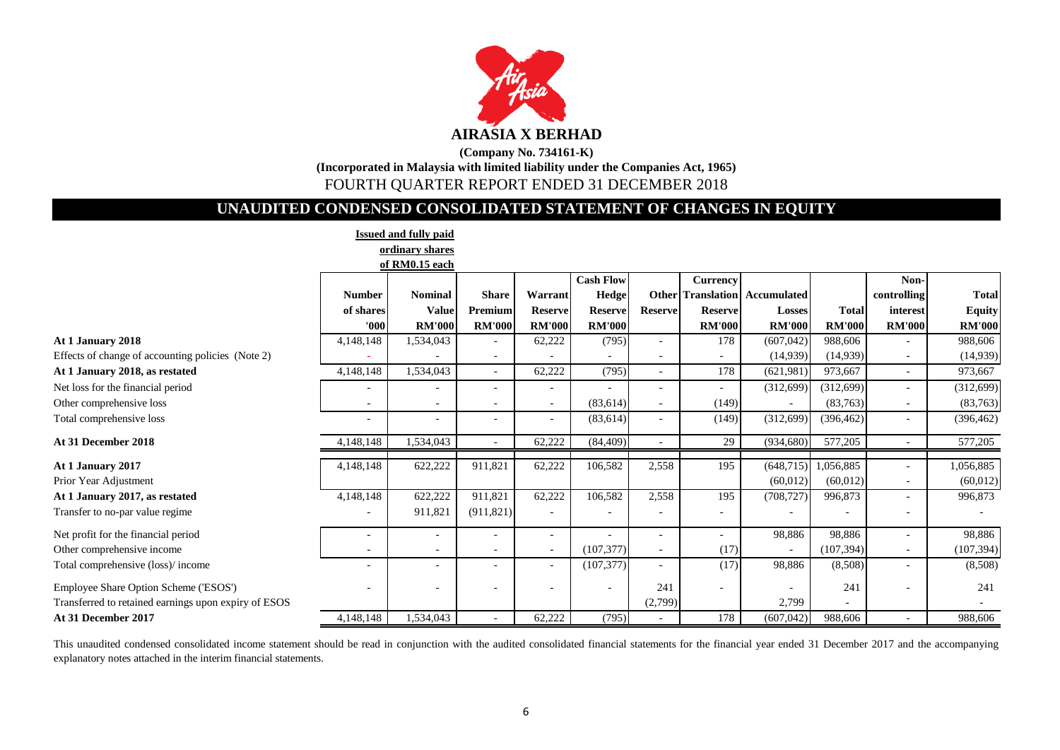# AIRASIA X BERHAD

**(Company No. 734161-K)**

**(Incorporated in Malaysia with limited liability under the Companies Act, 1965)**

FOURTH QUARTER REPORT ENDED 31 DECEMBER 2018

## UNAUDITED CONDENSED CONSOLIDATED STATEMENT OF CHANGES IN EQUITY

| | Issued and fully paid ordinary shares of RM0.15 each | | | | | | | | | | |
|---|---|---|---|---|---|---|---|---|---|---|---|
| | Number of shares '000 | Nominal Value RM'000 | Share Premium RM'000 | Warrant Reserve RM'000 | Cash Flow Hedge Reserve RM'000 | Other Reserve | Currency Translation Reserve RM'000 | Accumulated Losses RM'000 | Total RM'000 | Non-controlling interest RM'000 | Total Equity RM'000 |
| **At 1 January 2018** | 4,148,148 | 1,534,043 | - | 62,222 | (795) | - | 178 | (607,042) | 988,606 | - | 988,606 |
| Effects of change of accounting policies (Note 2) | - | - | - | - | - | - | - | (14,939) | (14,939) | - | (14,939) |
| **At 1 January 2018, as restated** | 4,148,148 | 1,534,043 | - | 62,222 | (795) | - | 178 | (621,981) | 973,667 | - | 973,667 |
| Net loss for the financial period | - | - | - | - | - | - | - | (312,699) | (312,699) | - | (312,699) |
| Other comprehensive loss | - | - | - | - | (83,614) | - | (149) | - | (83,763) | - | (83,763) |
| Total comprehensive loss | - | - | - | - | (83,614) | - | (149) | (312,699) | (396,462) | - | (396,462) |
| **At 31 December 2018** | 4,148,148 | 1,534,043 | - | 62,222 | (84,409) | - | 29 | (934,680) | 577,205 | - | 577,205 |
| **At 1 January 2017** | 4,148,148 | 622,222 | 911,821 | 62,222 | 106,582 | 2,558 | 195 | (648,715) | 1,056,885 | - | 1,056,885 |
| Prior Year Adjustment | | | | | | | | (60,012) | (60,012) | - | (60,012) |
| **At 1 January 2017, as restated** | 4,148,148 | 622,222 | 911,821 | 62,222 | 106,582 | 2,558 | 195 | (708,727) | 996,873 | - | 996,873 |
| Transfer to no-par value regime | - | 911,821 | (911,821) | - | - | - | - | - | - | - | - |
| Net profit for the financial period | - | - | - | - | - | - | - | 98,886 | 98,886 | - | 98,886 |
| Other comprehensive income | - | - | - | - | (107,377) | - | (17) | - | (107,394) | - | (107,394) |
| Total comprehensive (loss)/ income | - | - | - | - | (107,377) | - | (17) | 98,886 | (8,508) | - | (8,508) |
| Employee Share Option Scheme ('ESOS') | - | - | - | - | - | 241 | - | - | 241 | - | 241 |
| Transferred to retained earnings upon expiry of ESOS | | | | | | (2,799) | | 2,799 | - | | - |
| **At 31 December 2017** | 4,148,148 | 1,534,043 | - | 62,222 | (795) | - | 178 | (607,042) | 988,606 | - | 988,606 |

This unaudited condensed consolidated income statement should be read in conjunction with the audited consolidated financial statements for the financial year ended 31 December 2017 and the accompanying explanatory notes attached in the interim financial statements.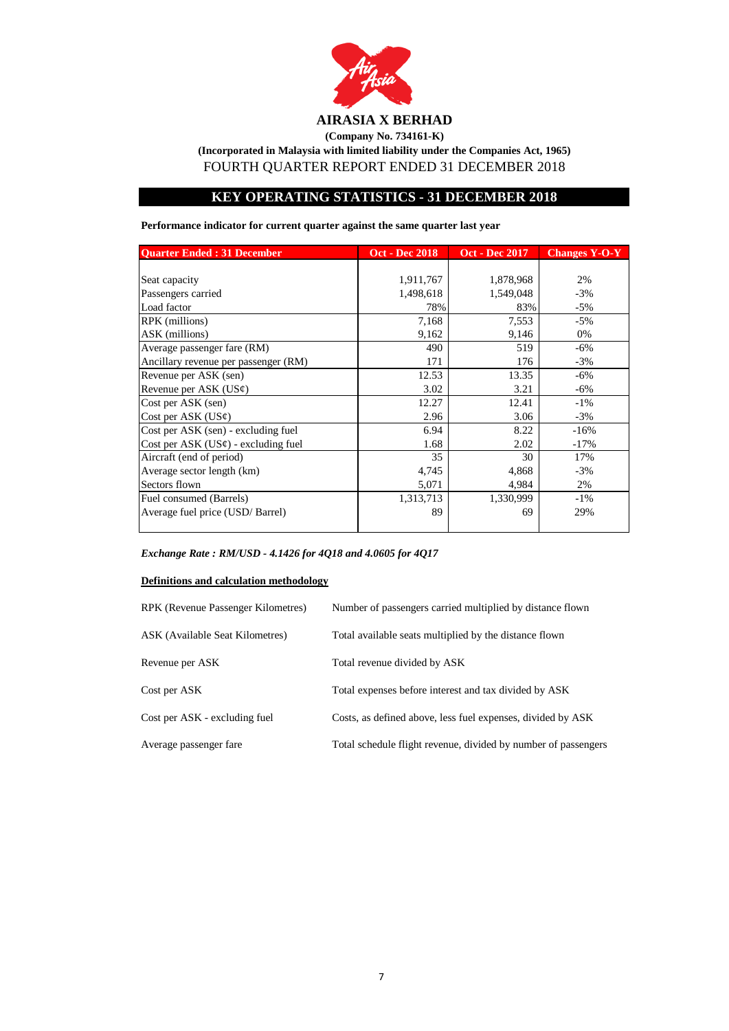# AIRASIA X BERHAD

**(Company No. 734161-K)**

**(Incorporated in Malaysia with limited liability under the Companies Act, 1965)**

FOURTH QUARTER REPORT ENDED 31 DECEMBER 2018

## KEY OPERATING STATISTICS - 31 DECEMBER 2018

**Performance indicator for current quarter against the same quarter last year**

| Quarter Ended : 31 December | Oct - Dec 2018 | Oct - Dec 2017 | Changes Y-O-Y |
|---|---|---|---|
| Seat capacity | 1,911,767 | 1,878,968 | 2% |
| Passengers carried | 1,498,618 | 1,549,048 | -3% |
| Load factor | 78% | 83% | -5% |
| RPK (millions) | 7,168 | 7,553 | -5% |
| ASK (millions) | 9,162 | 9,146 | 0% |
| Average passenger fare (RM) | 490 | 519 | -6% |
| Ancillary revenue per passenger (RM) | 171 | 176 | -3% |
| Revenue per ASK (sen) | 12.53 | 13.35 | -6% |
| Revenue per ASK (US¢) | 3.02 | 3.21 | -6% |
| Cost per ASK (sen) | 12.27 | 12.41 | -1% |
| Cost per ASK (US¢) | 2.96 | 3.06 | -3% |
| Cost per ASK (sen) - excluding fuel | 6.94 | 8.22 | -16% |
| Cost per ASK (US¢) - excluding fuel | 1.68 | 2.02 | -17% |
| Aircraft (end of period) | 35 | 30 | 17% |
| Average sector length (km) | 4,745 | 4,868 | -3% |
| Sectors flown | 5,071 | 4,984 | 2% |
| Fuel consumed (Barrels) | 1,313,713 | 1,330,999 | -1% |
| Average fuel price (USD/ Barrel) | 89 | 69 | 29% |

*Exchange Rate : RM/USD - 4.1426 for 4Q18 and 4.0605 for 4Q17*

**Definitions and calculation methodology**

| | |
|---|---|
| RPK (Revenue Passenger Kilometres) | Number of passengers carried multiplied by distance flown |
| ASK (Available Seat Kilometres) | Total available seats multiplied by the distance flown |
| Revenue per ASK | Total revenue divided by ASK |
| Cost per ASK | Total expenses before interest and tax divided by ASK |
| Cost per ASK - excluding fuel | Costs, as defined above, less fuel expenses, divided by ASK |
| Average passenger fare | Total schedule flight revenue, divided by number of passengers |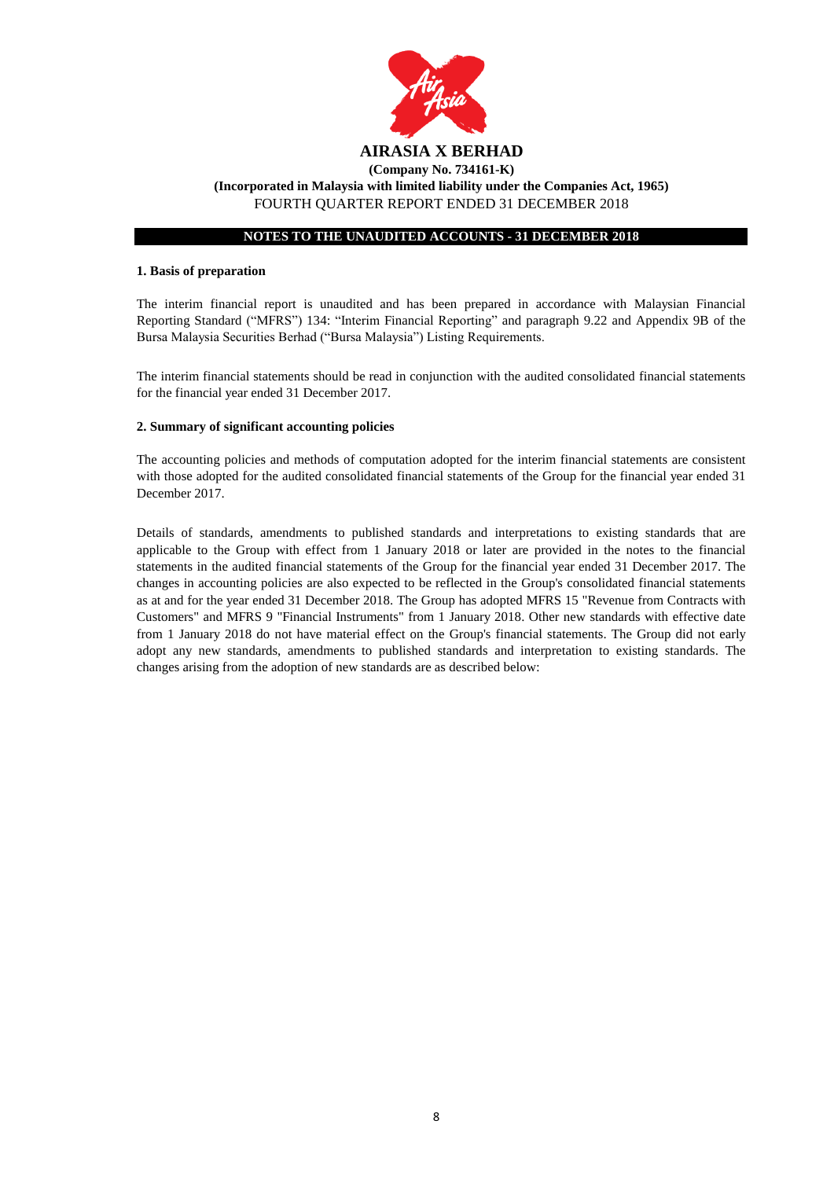# AIRASIA X BERHAD

**(Company No. 734161-K)**

**(Incorporated in Malaysia with limited liability under the Companies Act, 1965)**

FOURTH QUARTER REPORT ENDED 31 DECEMBER 2018

## NOTES TO THE UNAUDITED ACCOUNTS - 31 DECEMBER 2018

### 1. Basis of preparation

The interim financial report is unaudited and has been prepared in accordance with Malaysian Financial Reporting Standard ("MFRS") 134: "Interim Financial Reporting" and paragraph 9.22 and Appendix 9B of the Bursa Malaysia Securities Berhad ("Bursa Malaysia") Listing Requirements.

The interim financial statements should be read in conjunction with the audited consolidated financial statements for the financial year ended 31 December 2017.

### 2. Summary of significant accounting policies

The accounting policies and methods of computation adopted for the interim financial statements are consistent with those adopted for the audited consolidated financial statements of the Group for the financial year ended 31 December 2017.

Details of standards, amendments to published standards and interpretations to existing standards that are applicable to the Group with effect from 1 January 2018 or later are provided in the notes to the financial statements in the audited financial statements of the Group for the financial year ended 31 December 2017. The changes in accounting policies are also expected to be reflected in the Group's consolidated financial statements as at and for the year ended 31 December 2018. The Group has adopted MFRS 15 "Revenue from Contracts with Customers" and MFRS 9 "Financial Instruments" from 1 January 2018. Other new standards with effective date from 1 January 2018 do not have material effect on the Group's financial statements. The Group did not early adopt any new standards, amendments to published standards and interpretation to existing standards. The changes arising from the adoption of new standards are as described below: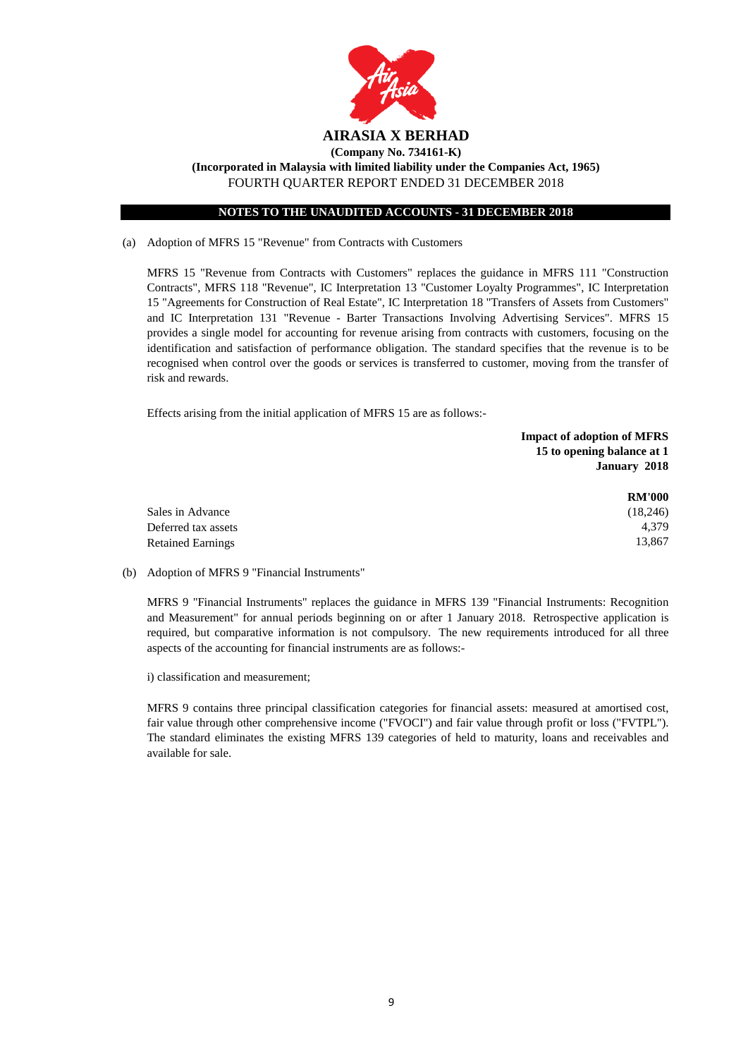# AIRASIA X BERHAD

**(Company No. 734161-K)**

**(Incorporated in Malaysia with limited liability under the Companies Act, 1965)**

FOURTH QUARTER REPORT ENDED 31 DECEMBER 2018

## NOTES TO THE UNAUDITED ACCOUNTS - 31 DECEMBER 2018

(a) Adoption of MFRS 15 "Revenue" from Contracts with Customers

MFRS 15 "Revenue from Contracts with Customers" replaces the guidance in MFRS 111 "Construction Contracts", MFRS 118 "Revenue", IC Interpretation 13 "Customer Loyalty Programmes", IC Interpretation 15 "Agreements for Construction of Real Estate", IC Interpretation 18 "Transfers of Assets from Customers" and IC Interpretation 131 "Revenue - Barter Transactions Involving Advertising Services". MFRS 15 provides a single model for accounting for revenue arising from contracts with customers, focusing on the identification and satisfaction of performance obligation. The standard specifies that the revenue is to be recognised when control over the goods or services is transferred to customer, moving from the transfer of risk and rewards.

Effects arising from the initial application of MFRS 15 are as follows:-

| | **Impact of adoption of MFRS 15 to opening balance at 1 January 2018** |
|---|---|
| | **RM'000** |
| Sales in Advance | (18,246) |
| Deferred tax assets | 4,379 |
| Retained Earnings | 13,867 |

(b) Adoption of MFRS 9 "Financial Instruments"

MFRS 9 "Financial Instruments" replaces the guidance in MFRS 139 "Financial Instruments: Recognition and Measurement" for annual periods beginning on or after 1 January 2018. Retrospective application is required, but comparative information is not compulsory. The new requirements introduced for all three aspects of the accounting for financial instruments are as follows:-

i) classification and measurement;

MFRS 9 contains three principal classification categories for financial assets: measured at amortised cost, fair value through other comprehensive income ("FVOCI") and fair value through profit or loss ("FVTPL"). The standard eliminates the existing MFRS 139 categories of held to maturity, loans and receivables and available for sale.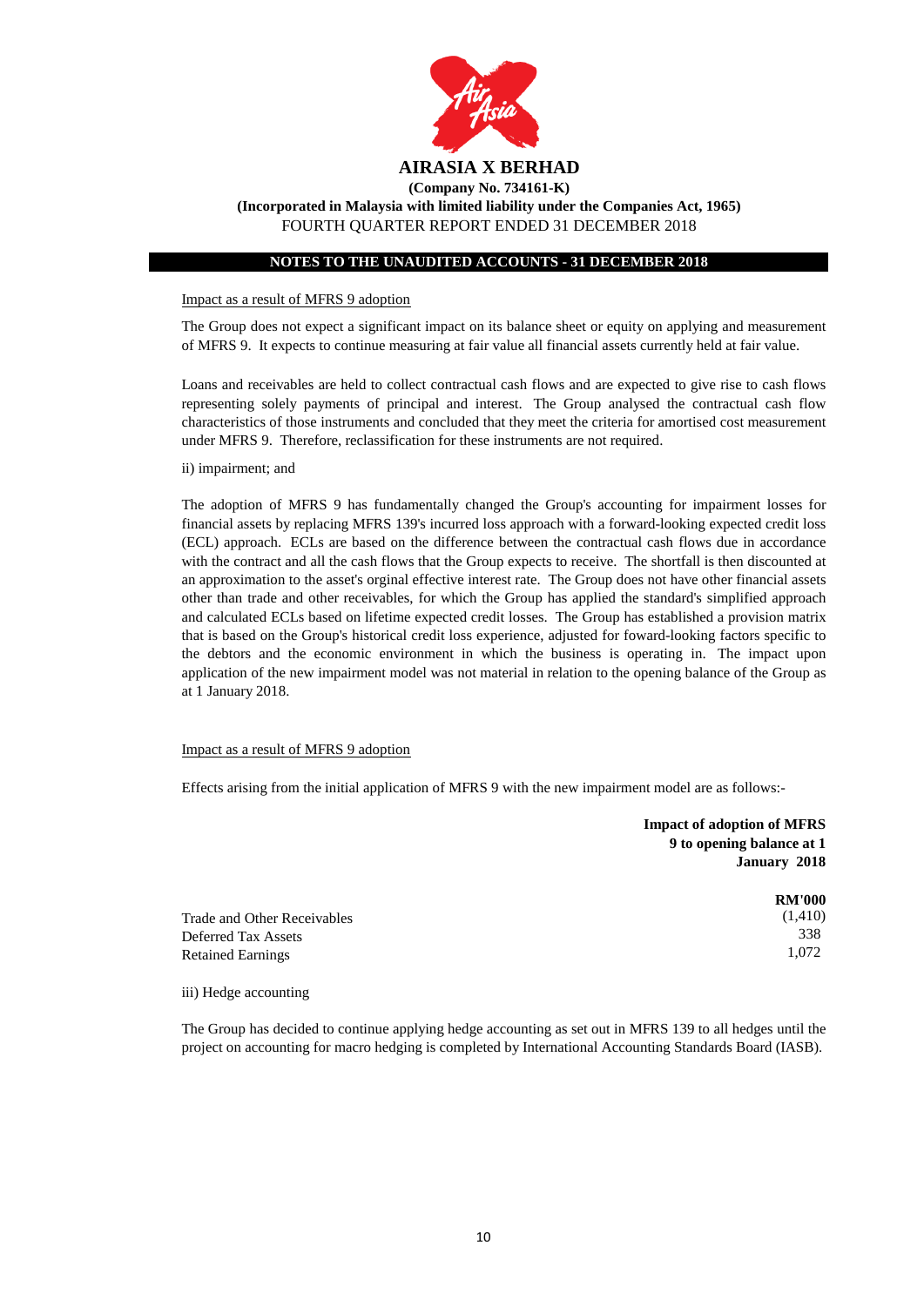**AIRASIA X BERHAD**

**(Company No. 734161-K)**

**(Incorporated in Malaysia with limited liability under the Companies Act, 1965)**

FOURTH QUARTER REPORT ENDED 31 DECEMBER 2018

**NOTES TO THE UNAUDITED ACCOUNTS - 31 DECEMBER 2018**

Impact as a result of MFRS 9 adoption

The Group does not expect a significant impact on its balance sheet or equity on applying and measurement of MFRS 9. It expects to continue measuring at fair value all financial assets currently held at fair value.

Loans and receivables are held to collect contractual cash flows and are expected to give rise to cash flows representing solely payments of principal and interest. The Group analysed the contractual cash flow characteristics of those instruments and concluded that they meet the criteria for amortised cost measurement under MFRS 9. Therefore, reclassification for these instruments are not required.

ii) impairment; and

The adoption of MFRS 9 has fundamentally changed the Group's accounting for impairment losses for financial assets by replacing MFRS 139's incurred loss approach with a forward-looking expected credit loss (ECL) approach. ECLs are based on the difference between the contractual cash flows due in accordance with the contract and all the cash flows that the Group expects to receive. The shortfall is then discounted at an approximation to the asset's orginal effective interest rate. The Group does not have other financial assets other than trade and other receivables, for which the Group has applied the standard's simplified approach and calculated ECLs based on lifetime expected credit losses. The Group has established a provision matrix that is based on the Group's historical credit loss experience, adjusted for foward-looking factors specific to the debtors and the economic environment in which the business is operating in. The impact upon application of the new impairment model was not material in relation to the opening balance of the Group as at 1 January 2018.

Impact as a result of MFRS 9 adoption

Effects arising from the initial application of MFRS 9 with the new impairment model are as follows:-

| | **Impact of adoption of MFRS 9 to opening balance at 1 January 2018** |
|---|---|
| | **RM'000** |
| Trade and Other Receivables | (1,410) |
| Deferred Tax Assets | 338 |
| Retained Earnings | 1,072 |

iii) Hedge accounting

The Group has decided to continue applying hedge accounting as set out in MFRS 139 to all hedges until the project on accounting for macro hedging is completed by International Accounting Standards Board (IASB).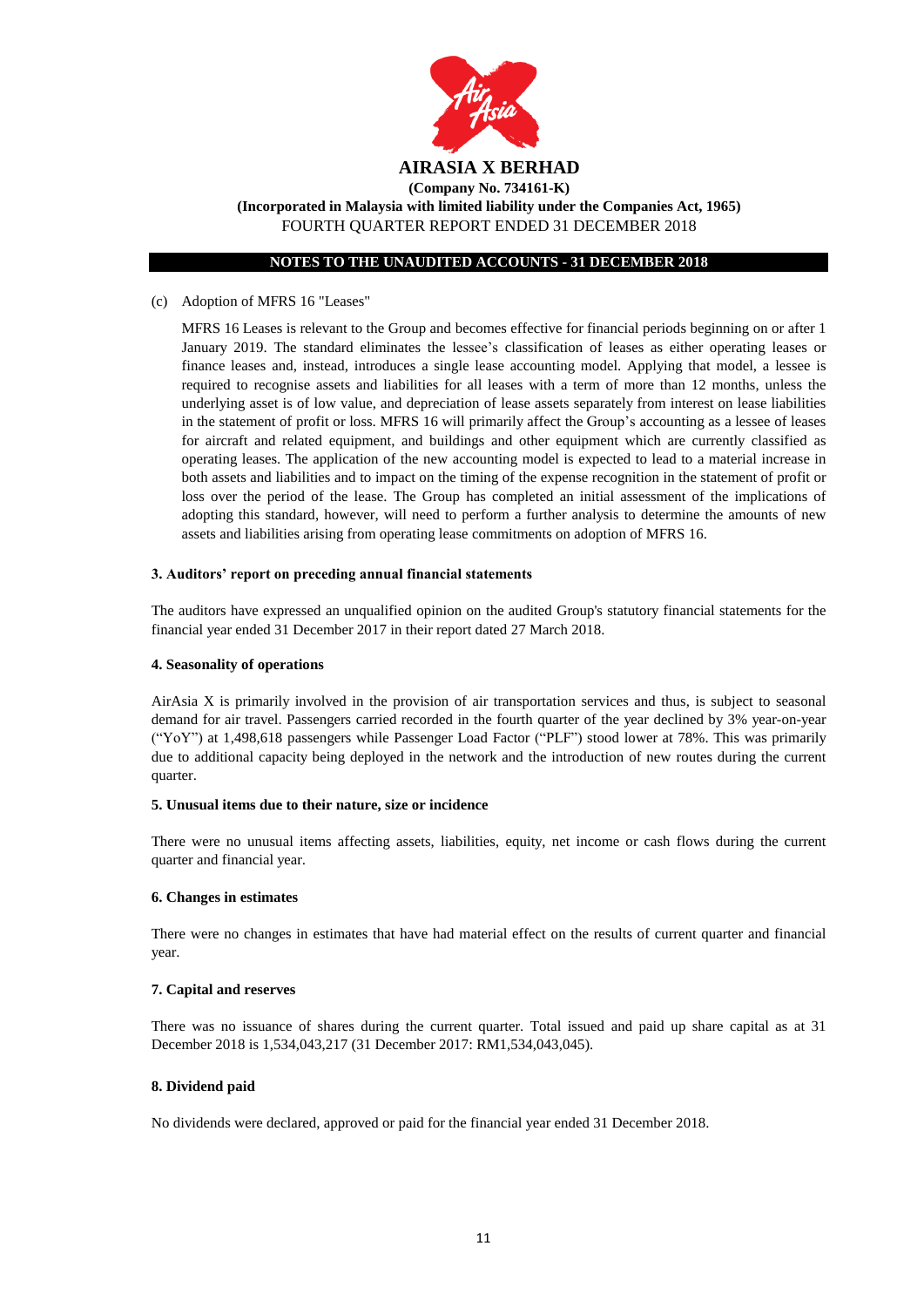# AIRASIA X BERHAD

**(Company No. 734161-K)**

**(Incorporated in Malaysia with limited liability under the Companies Act, 1965)**

FOURTH QUARTER REPORT ENDED 31 DECEMBER 2018

**NOTES TO THE UNAUDITED ACCOUNTS - 31 DECEMBER 2018**

(c) Adoption of MFRS 16 "Leases"

MFRS 16 Leases is relevant to the Group and becomes effective for financial periods beginning on or after 1 January 2019. The standard eliminates the lessee's classification of leases as either operating leases or finance leases and, instead, introduces a single lease accounting model. Applying that model, a lessee is required to recognise assets and liabilities for all leases with a term of more than 12 months, unless the underlying asset is of low value, and depreciation of lease assets separately from interest on lease liabilities in the statement of profit or loss. MFRS 16 will primarily affect the Group's accounting as a lessee of leases for aircraft and related equipment, and buildings and other equipment which are currently classified as operating leases. The application of the new accounting model is expected to lead to a material increase in both assets and liabilities and to impact on the timing of the expense recognition in the statement of profit or loss over the period of the lease. The Group has completed an initial assessment of the implications of adopting this standard, however, will need to perform a further analysis to determine the amounts of new assets and liabilities arising from operating lease commitments on adoption of MFRS 16.

**3. Auditors' report on preceding annual financial statements**

The auditors have expressed an unqualified opinion on the audited Group's statutory financial statements for the financial year ended 31 December 2017 in their report dated 27 March 2018.

**4. Seasonality of operations**

AirAsia X is primarily involved in the provision of air transportation services and thus, is subject to seasonal demand for air travel. Passengers carried recorded in the fourth quarter of the year declined by 3% year-on-year ("YoY") at 1,498,618 passengers while Passenger Load Factor ("PLF") stood lower at 78%. This was primarily due to additional capacity being deployed in the network and the introduction of new routes during the current quarter.

**5. Unusual items due to their nature, size or incidence**

There were no unusual items affecting assets, liabilities, equity, net income or cash flows during the current quarter and financial year.

**6. Changes in estimates**

There were no changes in estimates that have had material effect on the results of current quarter and financial year.

**7. Capital and reserves**

There was no issuance of shares during the current quarter. Total issued and paid up share capital as at 31 December 2018 is 1,534,043,217 (31 December 2017: RM1,534,043,045).

**8. Dividend paid**

No dividends were declared, approved or paid for the financial year ended 31 December 2018.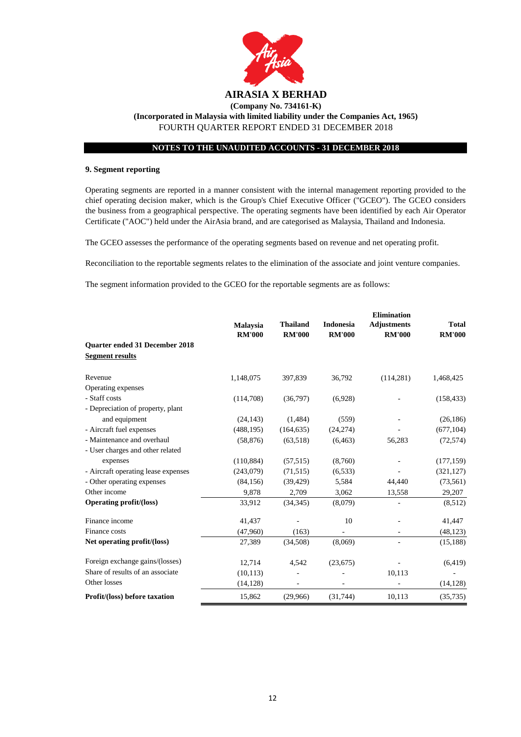# AIRASIA X BERHAD

**(Company No. 734161-K)**

**(Incorporated in Malaysia with limited liability under the Companies Act, 1965)**

FOURTH QUARTER REPORT ENDED 31 DECEMBER 2018

**NOTES TO THE UNAUDITED ACCOUNTS - 31 DECEMBER 2018**

### 9. Segment reporting

Operating segments are reported in a manner consistent with the internal management reporting provided to the chief operating decision maker, which is the Group's Chief Executive Officer ("GCEO"). The GCEO considers the business from a geographical perspective. The operating segments have been identified by each Air Operator Certificate ("AOC") held under the AirAsia brand, and are categorised as Malaysia, Thailand and Indonesia.

The GCEO assesses the performance of the operating segments based on revenue and net operating profit.

Reconciliation to the reportable segments relates to the elimination of the associate and joint venture companies.

The segment information provided to the GCEO for the reportable segments are as follows:

| | Malaysia RM'000 | Thailand RM'000 | Indonesia RM'000 | Elimination Adjustments RM'000 | Total RM'000 |
|---|---|---|---|---|---|
| **Quarter ended 31 December 2018** | | | | | |
| **Segment results** | | | | | |
| Revenue | 1,148,075 | 397,839 | 36,792 | (114,281) | 1,468,425 |
| Operating expenses | | | | | |
| - Staff costs | (114,708) | (36,797) | (6,928) | - | (158,433) |
| - Depreciation of property, plant and equipment | (24,143) | (1,484) | (559) | - | (26,186) |
| - Aircraft fuel expenses | (488,195) | (164,635) | (24,274) | - | (677,104) |
| - Maintenance and overhaul | (58,876) | (63,518) | (6,463) | 56,283 | (72,574) |
| - User charges and other related expenses | (110,884) | (57,515) | (8,760) | - | (177,159) |
| - Aircraft operating lease expenses | (243,079) | (71,515) | (6,533) | - | (321,127) |
| - Other operating expenses | (84,156) | (39,429) | 5,584 | 44,440 | (73,561) |
| Other income | 9,878 | 2,709 | 3,062 | 13,558 | 29,207 |
| **Operating profit/(loss)** | 33,912 | (34,345) | (8,079) | - | (8,512) |
| Finance income | 41,437 | - | 10 | - | 41,447 |
| Finance costs | (47,960) | (163) | - | - | (48,123) |
| **Net operating profit/(loss)** | 27,389 | (34,508) | (8,069) | - | (15,188) |
| Foreign exchange gains/(losses) | 12,714 | 4,542 | (23,675) | - | (6,419) |
| Share of results of an associate | (10,113) | - | - | 10,113 | - |
| Other losses | (14,128) | - | - | - | (14,128) |
| **Profit/(loss) before taxation** | 15,862 | (29,966) | (31,744) | 10,113 | (35,735) |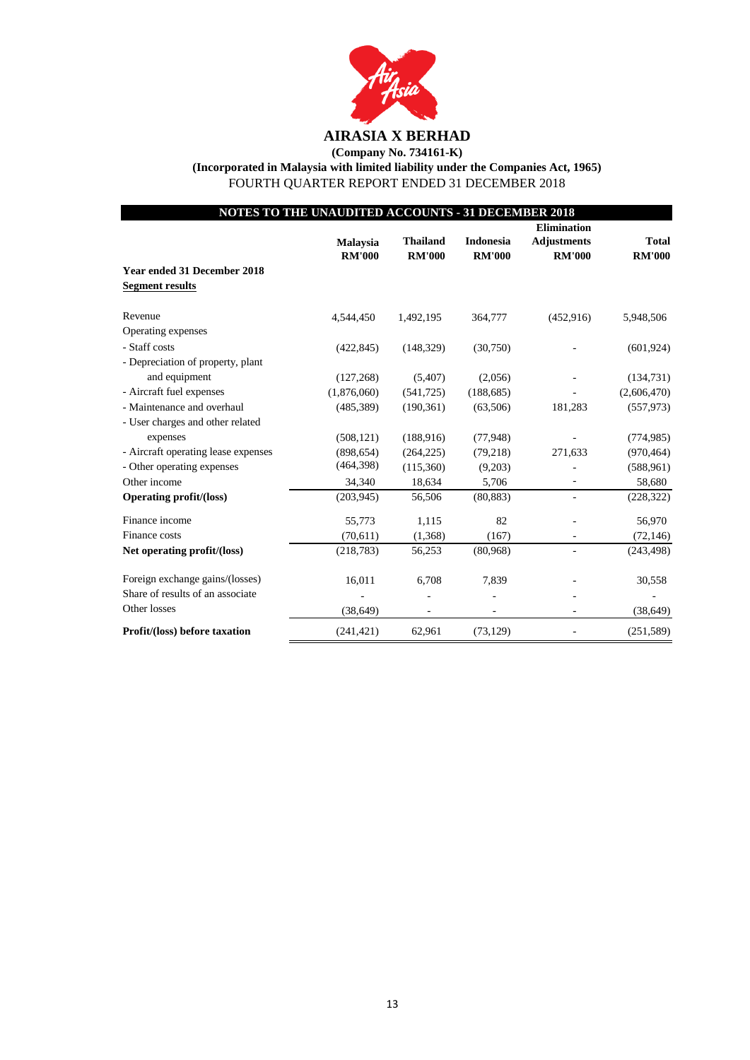# AIRASIA X BERHAD

**(Company No. 734161-K)**

**(Incorporated in Malaysia with limited liability under the Companies Act, 1965)**

FOURTH QUARTER REPORT ENDED 31 DECEMBER 2018

## NOTES TO THE UNAUDITED ACCOUNTS - 31 DECEMBER 2018

| | Malaysia RM'000 | Thailand RM'000 | Indonesia RM'000 | Elimination Adjustments RM'000 | Total RM'000 |
|---|---|---|---|---|---|
| **Year ended 31 December 2018** | | | | | |
| **Segment results** | | | | | |
| Revenue | 4,544,450 | 1,492,195 | 364,777 | (452,916) | 5,948,506 |
| Operating expenses | | | | | |
| - Staff costs | (422,845) | (148,329) | (30,750) | - | (601,924) |
| - Depreciation of property, plant and equipment | (127,268) | (5,407) | (2,056) | - | (134,731) |
| - Aircraft fuel expenses | (1,876,060) | (541,725) | (188,685) | - | (2,606,470) |
| - Maintenance and overhaul | (485,389) | (190,361) | (63,506) | 181,283 | (557,973) |
| - User charges and other related expenses | (508,121) | (188,916) | (77,948) | - | (774,985) |
| - Aircraft operating lease expenses | (898,654) | (264,225) | (79,218) | 271,633 | (970,464) |
| - Other operating expenses | (464,398) | (115,360) | (9,203) | - | (588,961) |
| Other income | 34,340 | 18,634 | 5,706 | - | 58,680 |
| **Operating profit/(loss)** | (203,945) | 56,506 | (80,883) | - | (228,322) |
| Finance income | 55,773 | 1,115 | 82 | - | 56,970 |
| Finance costs | (70,611) | (1,368) | (167) | - | (72,146) |
| **Net operating profit/(loss)** | (218,783) | 56,253 | (80,968) | - | (243,498) |
| Foreign exchange gains/(losses) | 16,011 | 6,708 | 7,839 | - | 30,558 |
| Share of results of an associate | - | - | - | - | - |
| Other losses | (38,649) | - | - | - | (38,649) |
| **Profit/(loss) before taxation** | (241,421) | 62,961 | (73,129) | - | (251,589) |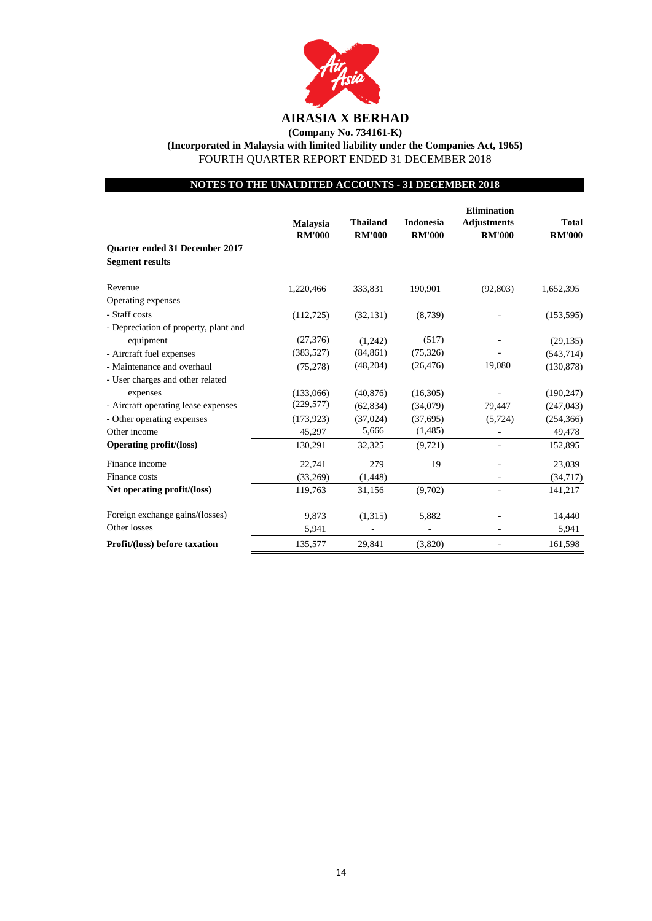# AIRASIA X BERHAD

**(Company No. 734161-K)**

**(Incorporated in Malaysia with limited liability under the Companies Act, 1965)**

FOURTH QUARTER REPORT ENDED 31 DECEMBER 2018

## NOTES TO THE UNAUDITED ACCOUNTS - 31 DECEMBER 2018

| | **Malaysia RM'000** | **Thailand RM'000** | **Indonesia RM'000** | **Elimination Adjustments RM'000** | **Total RM'000** |
|---|---|---|---|---|---|
| **Quarter ended 31 December 2017** | | | | | |
| **Segment results** | | | | | |
| Revenue | 1,220,466 | 333,831 | 190,901 | (92,803) | 1,652,395 |
| Operating expenses | | | | | |
| - Staff costs | (112,725) | (32,131) | (8,739) | - | (153,595) |
| - Depreciation of property, plant and equipment | (27,376) | (1,242) | (517) | - | (29,135) |
| - Aircraft fuel expenses | (383,527) | (84,861) | (75,326) | - | (543,714) |
| - Maintenance and overhaul | (75,278) | (48,204) | (26,476) | 19,080 | (130,878) |
| - User charges and other related expenses | (133,066) | (40,876) | (16,305) | - | (190,247) |
| - Aircraft operating lease expenses | (229,577) | (62,834) | (34,079) | 79,447 | (247,043) |
| - Other operating expenses | (173,923) | (37,024) | (37,695) | (5,724) | (254,366) |
| Other income | 45,297 | 5,666 | (1,485) | - | 49,478 |
| **Operating profit/(loss)** | 130,291 | 32,325 | (9,721) | - | 152,895 |
| Finance income | 22,741 | 279 | 19 | - | 23,039 |
| Finance costs | (33,269) | (1,448) | | - | (34,717) |
| **Net operating profit/(loss)** | 119,763 | 31,156 | (9,702) | - | 141,217 |
| Foreign exchange gains/(losses) | 9,873 | (1,315) | 5,882 | - | 14,440 |
| Other losses | 5,941 | - | - | - | 5,941 |
| **Profit/(loss) before taxation** | 135,577 | 29,841 | (3,820) | - | 161,598 |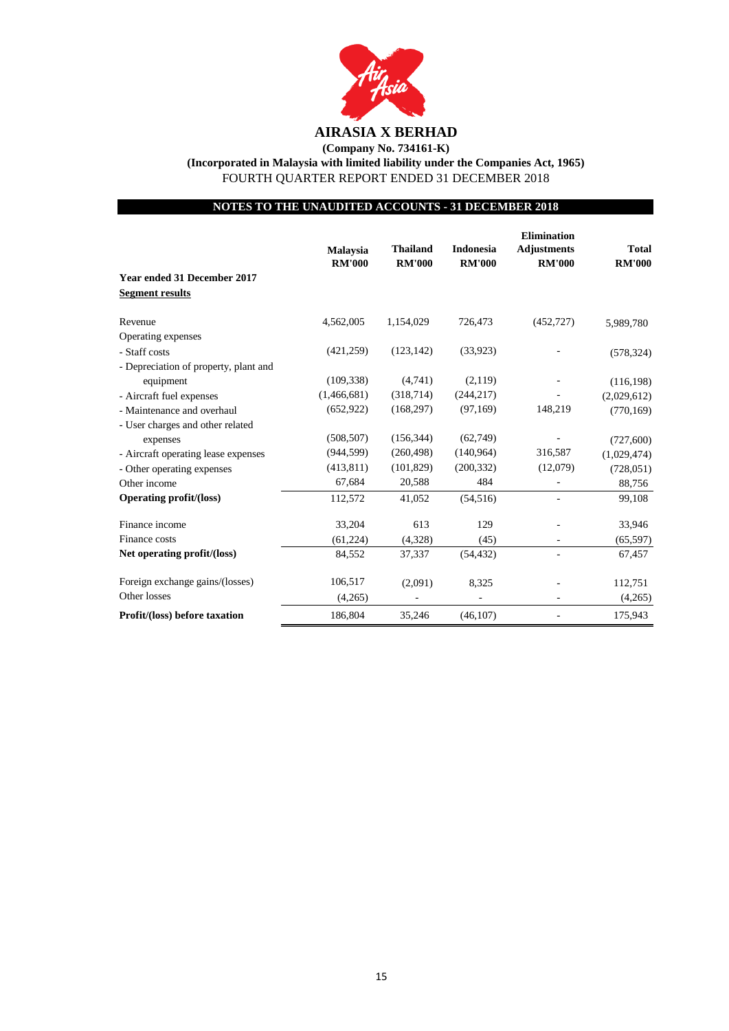# AIRASIA X BERHAD

**(Company No. 734161-K)**

**(Incorporated in Malaysia with limited liability under the Companies Act, 1965)**

FOURTH QUARTER REPORT ENDED 31 DECEMBER 2018

## NOTES TO THE UNAUDITED ACCOUNTS - 31 DECEMBER 2018

| | Malaysia RM'000 | Thailand RM'000 | Indonesia RM'000 | Elimination Adjustments RM'000 | Total RM'000 |
|---|---|---|---|---|---|
| **Year ended 31 December 2017** | | | | | |
| **Segment results** | | | | | |
| Revenue | 4,562,005 | 1,154,029 | 726,473 | (452,727) | 5,989,780 |
| Operating expenses | | | | | |
| - Staff costs | (421,259) | (123,142) | (33,923) | - | (578,324) |
| - Depreciation of property, plant and equipment | (109,338) | (4,741) | (2,119) | - | (116,198) |
| - Aircraft fuel expenses | (1,466,681) | (318,714) | (244,217) | - | (2,029,612) |
| - Maintenance and overhaul | (652,922) | (168,297) | (97,169) | 148,219 | (770,169) |
| - User charges and other related expenses | (508,507) | (156,344) | (62,749) | - | (727,600) |
| - Aircraft operating lease expenses | (944,599) | (260,498) | (140,964) | 316,587 | (1,029,474) |
| - Other operating expenses | (413,811) | (101,829) | (200,332) | (12,079) | (728,051) |
| Other income | 67,684 | 20,588 | 484 | - | 88,756 |
| **Operating profit/(loss)** | 112,572 | 41,052 | (54,516) | - | 99,108 |
| Finance income | 33,204 | 613 | 129 | - | 33,946 |
| Finance costs | (61,224) | (4,328) | (45) | - | (65,597) |
| **Net operating profit/(loss)** | 84,552 | 37,337 | (54,432) | - | 67,457 |
| Foreign exchange gains/(losses) | 106,517 | (2,091) | 8,325 | - | 112,751 |
| Other losses | (4,265) | - | - | - | (4,265) |
| **Profit/(loss) before taxation** | 186,804 | 35,246 | (46,107) | - | 175,943 |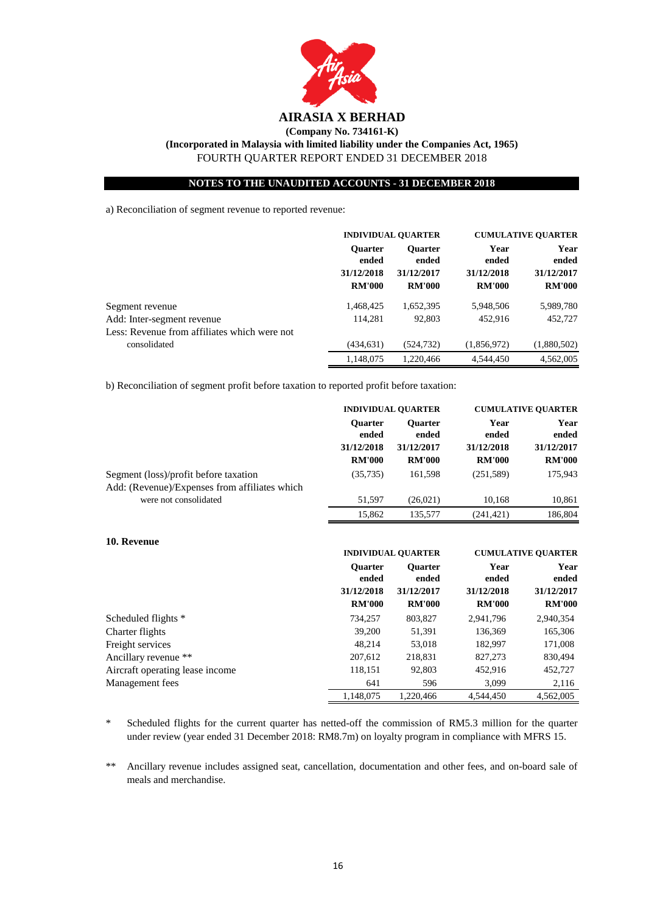# AIRASIA X BERHAD

**(Company No. 734161-K)**

**(Incorporated in Malaysia with limited liability under the Companies Act, 1965)**

FOURTH QUARTER REPORT ENDED 31 DECEMBER 2018

**NOTES TO THE UNAUDITED ACCOUNTS - 31 DECEMBER 2018**

a) Reconciliation of segment revenue to reported revenue:

| | INDIVIDUAL QUARTER | | CUMULATIVE QUARTER | |
|---|---|---|---|---|
| | Quarter ended 31/12/2018 RM'000 | Quarter ended 31/12/2017 RM'000 | Year ended 31/12/2018 RM'000 | Year ended 31/12/2017 RM'000 |
| Segment revenue | 1,468,425 | 1,652,395 | 5,948,506 | 5,989,780 |
| Add: Inter-segment revenue | 114,281 | 92,803 | 452,916 | 452,727 |
| Less: Revenue from affiliates which were not consolidated | (434,631) | (524,732) | (1,856,972) | (1,880,502) |
| | 1,148,075 | 1,220,466 | 4,544,450 | 4,562,005 |

b) Reconciliation of segment profit before taxation to reported profit before taxation:

| | INDIVIDUAL QUARTER | | CUMULATIVE QUARTER | |
|---|---|---|---|---|
| | Quarter ended 31/12/2018 RM'000 | Quarter ended 31/12/2017 RM'000 | Year ended 31/12/2018 RM'000 | Year ended 31/12/2017 RM'000 |
| Segment (loss)/profit before taxation | (35,735) | 161,598 | (251,589) | 175,943 |
| Add: (Revenue)/Expenses from affiliates which were not consolidated | 51,597 | (26,021) | 10,168 | 10,861 |
| | 15,862 | 135,577 | (241,421) | 186,804 |

**10. Revenue**

| | INDIVIDUAL QUARTER | | CUMULATIVE QUARTER | |
|---|---|---|---|---|
| | Quarter ended 31/12/2018 RM'000 | Quarter ended 31/12/2017 RM'000 | Year ended 31/12/2018 RM'000 | Year ended 31/12/2017 RM'000 |
| Scheduled flights * | 734,257 | 803,827 | 2,941,796 | 2,940,354 |
| Charter flights | 39,200 | 51,391 | 136,369 | 165,306 |
| Freight services | 48,214 | 53,018 | 182,997 | 171,008 |
| Ancillary revenue ** | 207,612 | 218,831 | 827,273 | 830,494 |
| Aircraft operating lease income | 118,151 | 92,803 | 452,916 | 452,727 |
| Management fees | 641 | 596 | 3,099 | 2,116 |
| | 1,148,075 | 1,220,466 | 4,544,450 | 4,562,005 |

\* Scheduled flights for the current quarter has netted-off the commission of RM5.3 million for the quarter under review (year ended 31 December 2018: RM8.7m) on loyalty program in compliance with MFRS 15.

\*\* Ancillary revenue includes assigned seat, cancellation, documentation and other fees, and on-board sale of meals and merchandise.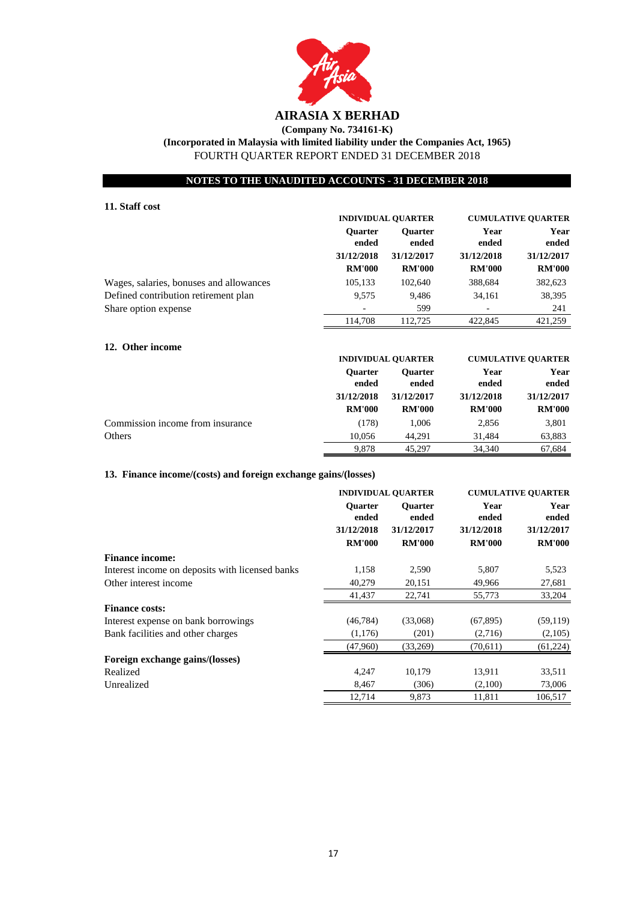# AIRASIA X BERHAD

**(Company No. 734161-K)**

**(Incorporated in Malaysia with limited liability under the Companies Act, 1965)**

FOURTH QUARTER REPORT ENDED 31 DECEMBER 2018

**NOTES TO THE UNAUDITED ACCOUNTS - 31 DECEMBER 2018**

## 11. Staff cost

| | INDIVIDUAL QUARTER | | CUMULATIVE QUARTER | |
|---|---|---|---|---|
| | Quarter ended | Quarter ended | Year ended | Year ended |
| | 31/12/2018 | 31/12/2017 | 31/12/2018 | 31/12/2017 |
| | RM'000 | RM'000 | RM'000 | RM'000 |
| Wages, salaries, bonuses and allowances | 105,133 | 102,640 | 388,684 | 382,623 |
| Defined contribution retirement plan | 9,575 | 9,486 | 34,161 | 38,395 |
| Share option expense | - | 599 | - | 241 |
| | 114,708 | 112,725 | 422,845 | 421,259 |

## 12. Other income

| | INDIVIDUAL QUARTER | | CUMULATIVE QUARTER | |
|---|---|---|---|---|
| | Quarter ended | Quarter ended | Year ended | Year ended |
| | 31/12/2018 | 31/12/2017 | 31/12/2018 | 31/12/2017 |
| | RM'000 | RM'000 | RM'000 | RM'000 |
| Commission income from insurance | (178) | 1,006 | 2,856 | 3,801 |
| Others | 10,056 | 44,291 | 31,484 | 63,883 |
| | 9,878 | 45,297 | 34,340 | 67,684 |

## 13. Finance income/(costs) and foreign exchange gains/(losses)

| | INDIVIDUAL QUARTER | | CUMULATIVE QUARTER | |
|---|---|---|---|---|
| | Quarter ended | Quarter ended | Year ended | Year ended |
| | 31/12/2018 | 31/12/2017 | 31/12/2018 | 31/12/2017 |
| | RM'000 | RM'000 | RM'000 | RM'000 |
| **Finance income:** | | | | |
| Interest income on deposits with licensed banks | 1,158 | 2,590 | 5,807 | 5,523 |
| Other interest income | 40,279 | 20,151 | 49,966 | 27,681 |
| | 41,437 | 22,741 | 55,773 | 33,204 |
| **Finance costs:** | | | | |
| Interest expense on bank borrowings | (46,784) | (33,068) | (67,895) | (59,119) |
| Bank facilities and other charges | (1,176) | (201) | (2,716) | (2,105) |
| | (47,960) | (33,269) | (70,611) | (61,224) |
| **Foreign exchange gains/(losses)** | | | | |
| Realized | 4,247 | 10,179 | 13,911 | 33,511 |
| Unrealized | 8,467 | (306) | (2,100) | 73,006 |
| | 12,714 | 9,873 | 11,811 | 106,517 |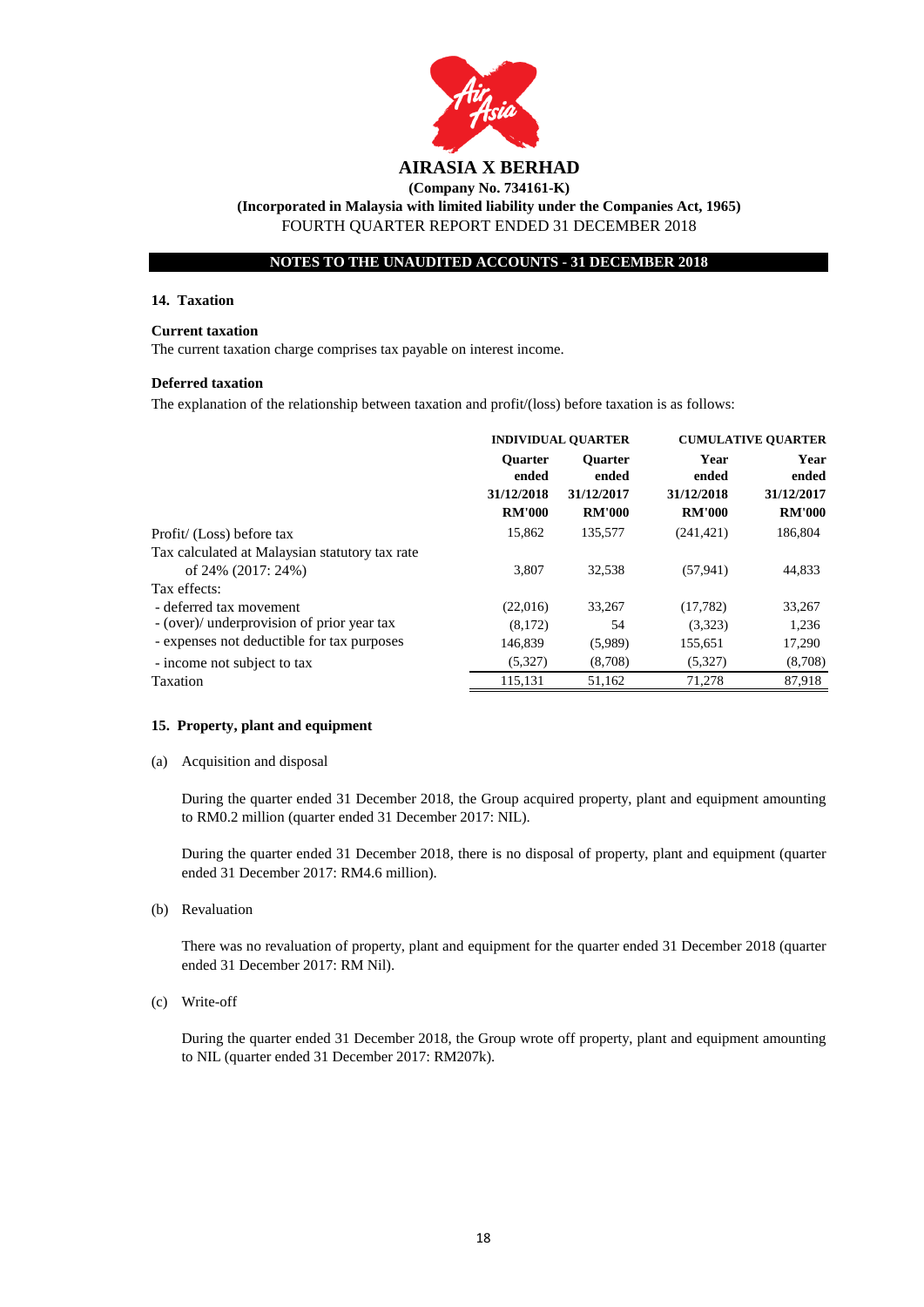# AIRASIA X BERHAD

**(Company No. 734161-K)**
**(Incorporated in Malaysia with limited liability under the Companies Act, 1965)**
FOURTH QUARTER REPORT ENDED 31 DECEMBER 2018

**NOTES TO THE UNAUDITED ACCOUNTS - 31 DECEMBER 2018**

## 14. Taxation

**Current taxation**

The current taxation charge comprises tax payable on interest income.

**Deferred taxation**

The explanation of the relationship between taxation and profit/(loss) before taxation is as follows:

| | INDIVIDUAL QUARTER | | CUMULATIVE QUARTER | |
|---|---|---|---|---|
| | Quarter ended 31/12/2018 RM'000 | Quarter ended 31/12/2017 RM'000 | Year ended 31/12/2018 RM'000 | Year ended 31/12/2017 RM'000 |
| Profit/ (Loss) before tax | 15,862 | 135,577 | (241,421) | 186,804 |
| Tax calculated at Malaysian statutory tax rate of 24% (2017: 24%) | 3,807 | 32,538 | (57,941) | 44,833 |
| Tax effects: | | | | |
| - deferred tax movement | (22,016) | 33,267 | (17,782) | 33,267 |
| - (over)/ underprovision of prior year tax | (8,172) | 54 | (3,323) | 1,236 |
| - expenses not deductible for tax purposes | 146,839 | (5,989) | 155,651 | 17,290 |
| - income not subject to tax | (5,327) | (8,708) | (5,327) | (8,708) |
| Taxation | 115,131 | 51,162 | 71,278 | 87,918 |

## 15. Property, plant and equipment

(a) Acquisition and disposal

During the quarter ended 31 December 2018, the Group acquired property, plant and equipment amounting to RM0.2 million (quarter ended 31 December 2017: NIL).

During the quarter ended 31 December 2018, there is no disposal of property, plant and equipment (quarter ended 31 December 2017: RM4.6 million).

(b) Revaluation

There was no revaluation of property, plant and equipment for the quarter ended 31 December 2018 (quarter ended 31 December 2017: RM Nil).

(c) Write-off

During the quarter ended 31 December 2018, the Group wrote off property, plant and equipment amounting to NIL (quarter ended 31 December 2017: RM207k).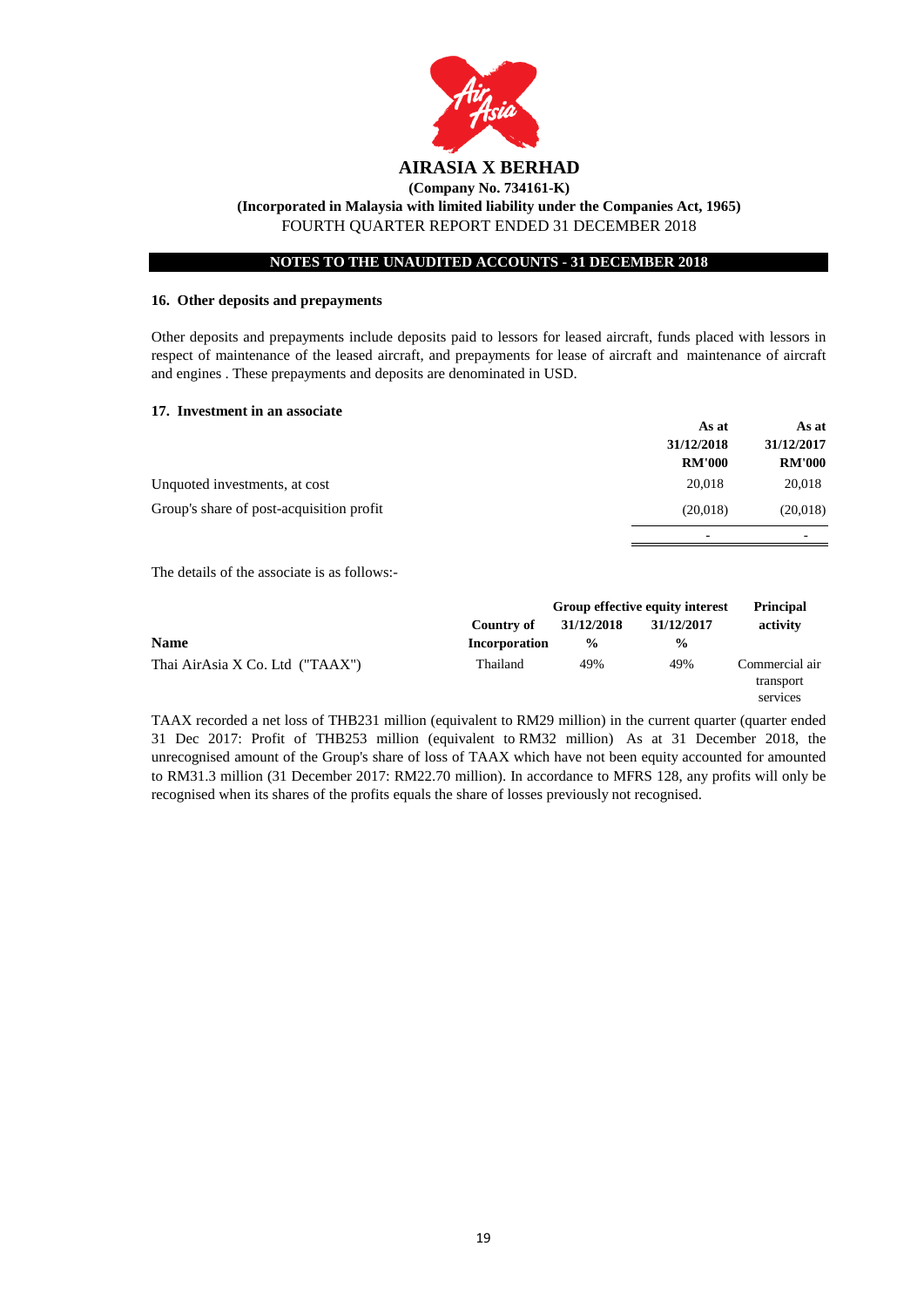# AIRASIA X BERHAD

**(Company No. 734161-K)**

**(Incorporated in Malaysia with limited liability under the Companies Act, 1965)**

FOURTH QUARTER REPORT ENDED 31 DECEMBER 2018

**NOTES TO THE UNAUDITED ACCOUNTS - 31 DECEMBER 2018**

### 16. Other deposits and prepayments

Other deposits and prepayments include deposits paid to lessors for leased aircraft, funds placed with lessors in respect of maintenance of the leased aircraft, and prepayments for lease of aircraft and maintenance of aircraft and engines . These prepayments and deposits are denominated in USD.

### 17. Investment in an associate

| | As at 31/12/2018 RM'000 | As at 31/12/2017 RM'000 |
|---|---|---|
| Unquoted investments, at cost | 20,018 | 20,018 |
| Group's share of post-acquisition profit | (20,018) | (20,018) |
| | - | - |

The details of the associate is as follows:-

| Name | Country of Incorporation | Group effective equity interest 31/12/2018 % | 31/12/2017 % | Principal activity |
|---|---|---|---|---|
| Thai AirAsia X Co. Ltd ("TAAX") | Thailand | 49% | 49% | Commercial air transport services |

TAAX recorded a net loss of THB231 million (equivalent to RM29 million) in the current quarter (quarter ended 31 Dec 2017: Profit of THB253 million (equivalent to RM32 million) As at 31 December 2018, the unrecognised amount of the Group's share of loss of TAAX which have not been equity accounted for amounted to RM31.3 million (31 December 2017: RM22.70 million). In accordance to MFRS 128, any profits will only be recognised when its shares of the profits equals the share of losses previously not recognised.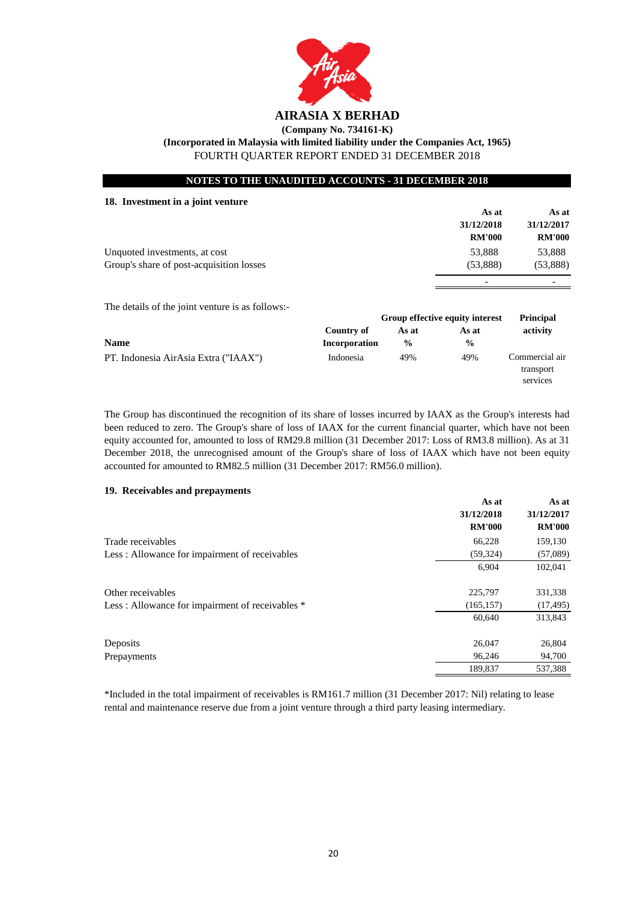**AIRASIA X BERHAD**

**(Company No. 734161-K)**

**(Incorporated in Malaysia with limited liability under the Companies Act, 1965)**

FOURTH QUARTER REPORT ENDED 31 DECEMBER 2018

**NOTES TO THE UNAUDITED ACCOUNTS - 31 DECEMBER 2018**

### 18. Investment in a joint venture

| | As at 31/12/2018 RM'000 | As at 31/12/2017 RM'000 |
|---|---|---|
| Unquoted investments, at cost | 53,888 | 53,888 |
| Group's share of post-acquisition losses | (53,888) | (53,888) |
| | - | - |

The details of the joint venture is as follows:-

| Name | Country of Incorporation | Group effective equity interest As at % | As at % | Principal activity |
|---|---|---|---|---|
| PT. Indonesia AirAsia Extra ("IAAX") | Indonesia | 49% | 49% | Commercial air transport services |

The Group has discontinued the recognition of its share of losses incurred by IAAX as the Group's interests had been reduced to zero. The Group's share of loss of IAAX for the current financial quarter, which have not been equity accounted for, amounted to loss of RM29.8 million (31 December 2017: Loss of RM3.8 million). As at 31 December 2018, the unrecognised amount of the Group's share of loss of IAAX which have not been equity accounted for amounted to RM82.5 million (31 December 2017: RM56.0 million).

### 19. Receivables and prepayments

| | As at 31/12/2018 RM'000 | As at 31/12/2017 RM'000 |
|---|---|---|
| Trade receivables | 66,228 | 159,130 |
| Less : Allowance for impairment of receivables | (59,324) | (57,089) |
| | 6,904 | 102,041 |
| | | |
| Other receivables | 225,797 | 331,338 |
| Less : Allowance for impairment of receivables * | (165,157) | (17,495) |
| | 60,640 | 313,843 |
| | | |
| Deposits | 26,047 | 26,804 |
| Prepayments | 96,246 | 94,700 |
| | 189,837 | 537,388 |

*Included in the total impairment of receivables is RM161.7 million (31 December 2017: Nil) relating to lease rental and maintenance reserve due from a joint venture through a third party leasing intermediary.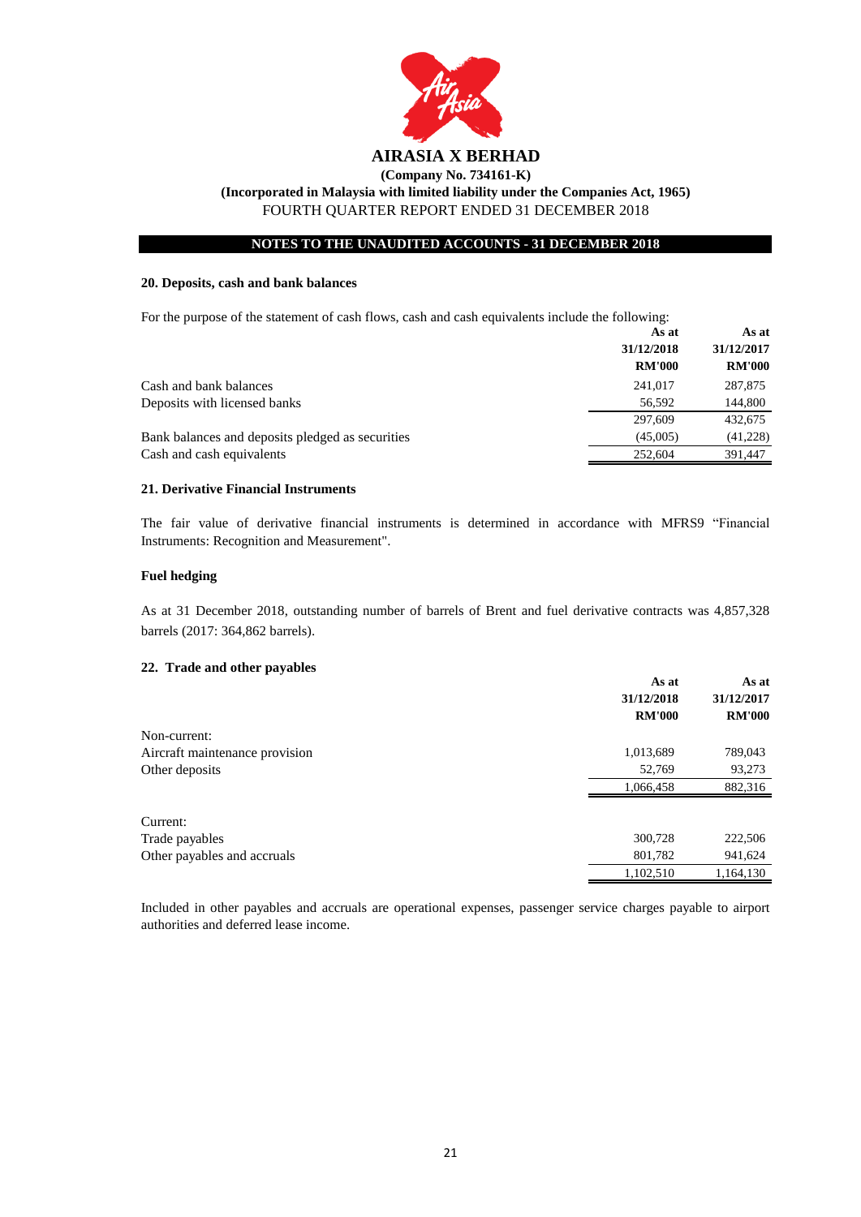# AIRASIA X BERHAD

**(Company No. 734161-K)**

**(Incorporated in Malaysia with limited liability under the Companies Act, 1965)**

FOURTH QUARTER REPORT ENDED 31 DECEMBER 2018

**NOTES TO THE UNAUDITED ACCOUNTS - 31 DECEMBER 2018**

### 20. Deposits, cash and bank balances

For the purpose of the statement of cash flows, cash and cash equivalents include the following:

| | As at 31/12/2018 RM'000 | As at 31/12/2017 RM'000 |
|---|---|---|
| Cash and bank balances | 241,017 | 287,875 |
| Deposits with licensed banks | 56,592 | 144,800 |
| | 297,609 | 432,675 |
| Bank balances and deposits pledged as securities | (45,005) | (41,228) |
| Cash and cash equivalents | 252,604 | 391,447 |

### 21. Derivative Financial Instruments

The fair value of derivative financial instruments is determined in accordance with MFRS9 "Financial Instruments: Recognition and Measurement".

**Fuel hedging**

As at 31 December 2018, outstanding number of barrels of Brent and fuel derivative contracts was 4,857,328 barrels (2017: 364,862 barrels).

### 22. Trade and other payables

| | As at 31/12/2018 RM'000 | As at 31/12/2017 RM'000 |
|---|---|---|
| Non-current: | | |
| Aircraft maintenance provision | 1,013,689 | 789,043 |
| Other deposits | 52,769 | 93,273 |
| | 1,066,458 | 882,316 |
| | | |
| Current: | | |
| Trade payables | 300,728 | 222,506 |
| Other payables and accruals | 801,782 | 941,624 |
| | 1,102,510 | 1,164,130 |

Included in other payables and accruals are operational expenses, passenger service charges payable to airport authorities and deferred lease income.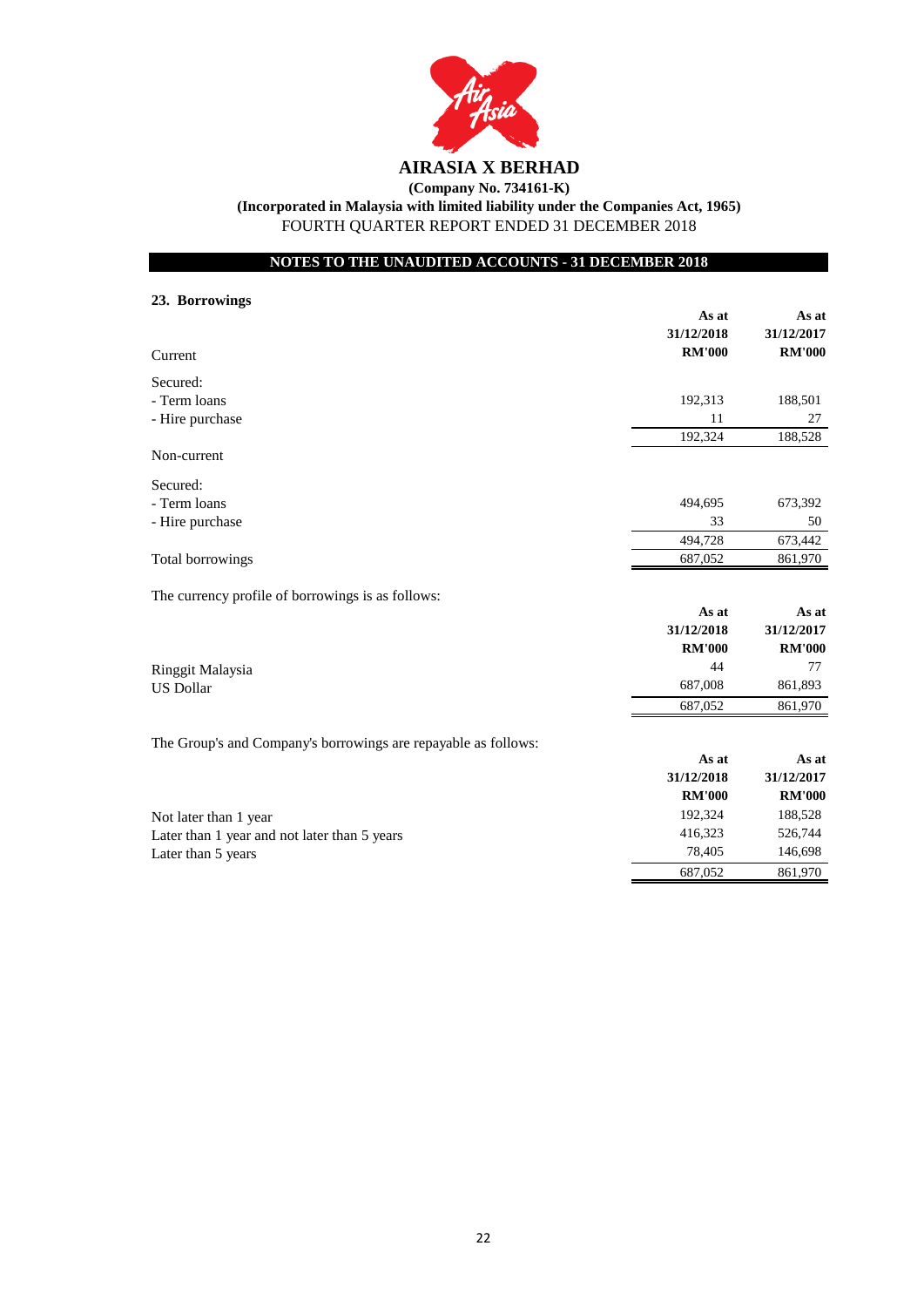# AIRASIA X BERHAD

**(Company No. 734161-K)**

**(Incorporated in Malaysia with limited liability under the Companies Act, 1965)**

FOURTH QUARTER REPORT ENDED 31 DECEMBER 2018

**NOTES TO THE UNAUDITED ACCOUNTS - 31 DECEMBER 2018**

## 23. Borrowings

| | As at 31/12/2018 RM'000 | As at 31/12/2017 RM'000 |
|---|---|---|
| Current | | |
| Secured: | | |
| - Term loans | 192,313 | 188,501 |
| - Hire purchase | 11 | 27 |
| | 192,324 | 188,528 |
| Non-current | | |
| Secured: | | |
| - Term loans | 494,695 | 673,392 |
| - Hire purchase | 33 | 50 |
| | 494,728 | 673,442 |
| Total borrowings | 687,052 | 861,970 |

The currency profile of borrowings is as follows:

| | As at 31/12/2018 RM'000 | As at 31/12/2017 RM'000 |
|---|---|---|
| Ringgit Malaysia | 44 | 77 |
| US Dollar | 687,008 | 861,893 |
| | 687,052 | 861,970 |

The Group's and Company's borrowings are repayable as follows:

| | As at 31/12/2018 RM'000 | As at 31/12/2017 RM'000 |
|---|---|---|
| Not later than 1 year | 192,324 | 188,528 |
| Later than 1 year and not later than 5 years | 416,323 | 526,744 |
| Later than 5 years | 78,405 | 146,698 |
| | 687,052 | 861,970 |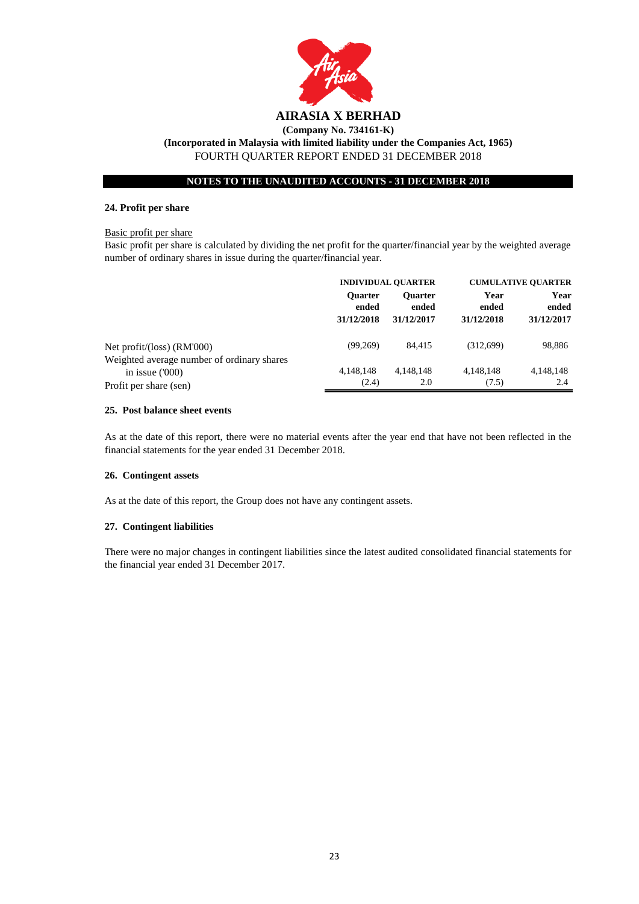**AIRASIA X BERHAD**

**(Company No. 734161-K)**

**(Incorporated in Malaysia with limited liability under the Companies Act, 1965)**

FOURTH QUARTER REPORT ENDED 31 DECEMBER 2018

**NOTES TO THE UNAUDITED ACCOUNTS - 31 DECEMBER 2018**

**24. Profit per share**

Basic profit per share

Basic profit per share is calculated by dividing the net profit for the quarter/financial year by the weighted average number of ordinary shares in issue during the quarter/financial year.

| | INDIVIDUAL QUARTER | | CUMULATIVE QUARTER | |
|---|---|---|---|---|
| | Quarter ended 31/12/2018 | Quarter ended 31/12/2017 | Year ended 31/12/2018 | Year ended 31/12/2017 |
| Net profit/(loss) (RM'000) | (99,269) | 84,415 | (312,699) | 98,886 |
| Weighted average number of ordinary shares in issue ('000) | 4,148,148 | 4,148,148 | 4,148,148 | 4,148,148 |
| Profit per share (sen) | (2.4) | 2.0 | (7.5) | 2.4 |

**25. Post balance sheet events**

As at the date of this report, there were no material events after the year end that have not been reflected in the financial statements for the year ended 31 December 2018.

**26. Contingent assets**

As at the date of this report, the Group does not have any contingent assets.

**27. Contingent liabilities**

There were no major changes in contingent liabilities since the latest audited consolidated financial statements for the financial year ended 31 December 2017.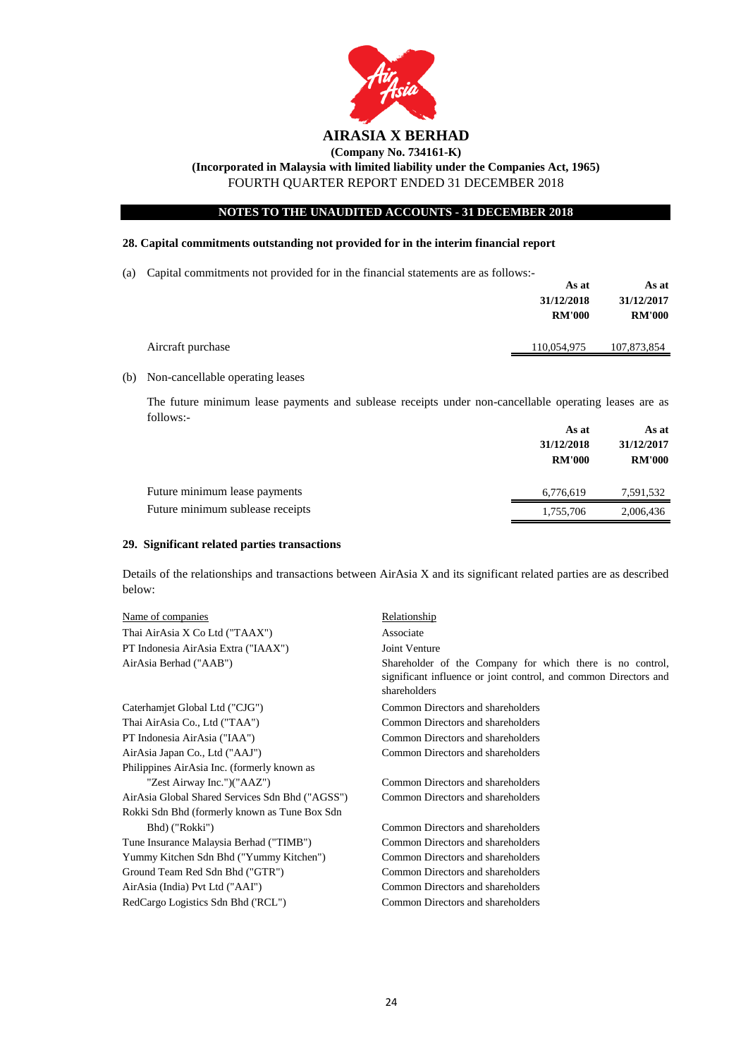# AIRASIA X BERHAD

**(Company No. 734161-K)**

**(Incorporated in Malaysia with limited liability under the Companies Act, 1965)**

FOURTH QUARTER REPORT ENDED 31 DECEMBER 2018

**NOTES TO THE UNAUDITED ACCOUNTS - 31 DECEMBER 2018**

## 28. Capital commitments outstanding not provided for in the interim financial report

(a) Capital commitments not provided for in the financial statements are as follows:-

| | As at 31/12/2018 RM'000 | As at 31/12/2017 RM'000 |
|---|---|---|
| Aircraft purchase | 110,054,975 | 107,873,854 |

(b) Non-cancellable operating leases

The future minimum lease payments and sublease receipts under non-cancellable operating leases are as follows:-

| | As at 31/12/2018 RM'000 | As at 31/12/2017 RM'000 |
|---|---|---|
| Future minimum lease payments | 6,776,619 | 7,591,532 |
| Future minimum sublease receipts | 1,755,706 | 2,006,436 |

## 29. Significant related parties transactions

Details of the relationships and transactions between AirAsia X and its significant related parties are as described below:

| Name of companies | Relationship |
|---|---|
| Thai AirAsia X Co Ltd ("TAAX") | Associate |
| PT Indonesia AirAsia Extra ("IAAX") | Joint Venture |
| AirAsia Berhad ("AAB") | Shareholder of the Company for which there is no control, significant influence or joint control, and common Directors and shareholders |
| Caterhamjet Global Ltd ("CJG") | Common Directors and shareholders |
| Thai AirAsia Co., Ltd ("TAA") | Common Directors and shareholders |
| PT Indonesia AirAsia ("IAA") | Common Directors and shareholders |
| AirAsia Japan Co., Ltd ("AAJ") | Common Directors and shareholders |
| Philippines AirAsia Inc. (formerly known as "Zest Airway Inc.")("AAZ") | Common Directors and shareholders |
| AirAsia Global Shared Services Sdn Bhd ("AGSS") | Common Directors and shareholders |
| Rokki Sdn Bhd (formerly known as Tune Box Sdn Bhd) ("Rokki") | Common Directors and shareholders |
| Tune Insurance Malaysia Berhad ("TIMB") | Common Directors and shareholders |
| Yummy Kitchen Sdn Bhd ("Yummy Kitchen") | Common Directors and shareholders |
| Ground Team Red Sdn Bhd ("GTR") | Common Directors and shareholders |
| AirAsia (India) Pvt Ltd ("AAI") | Common Directors and shareholders |
| RedCargo Logistics Sdn Bhd ('RCL") | Common Directors and shareholders |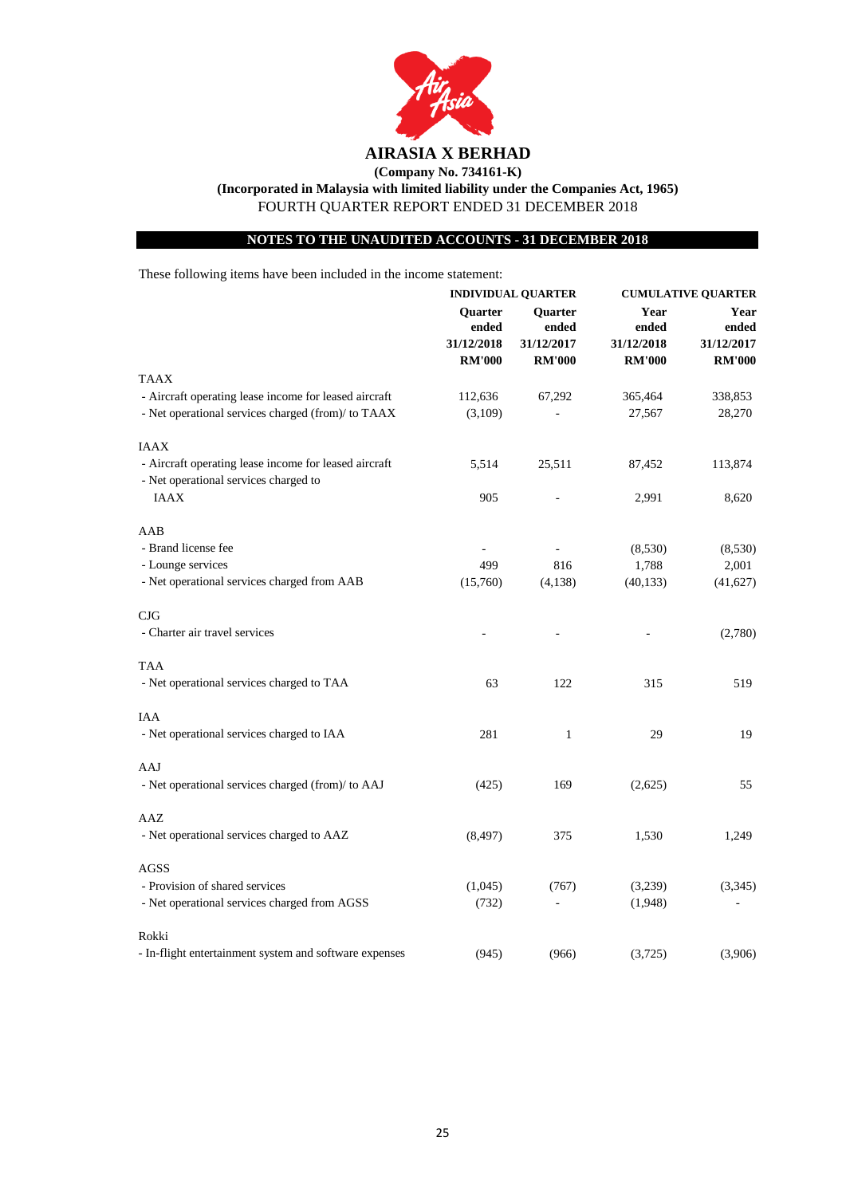# AIRASIA X BERHAD

**(Company No. 734161-K)**

**(Incorporated in Malaysia with limited liability under the Companies Act, 1965)**

FOURTH QUARTER REPORT ENDED 31 DECEMBER 2018

## NOTES TO THE UNAUDITED ACCOUNTS - 31 DECEMBER 2018

These following items have been included in the income statement:

| | INDIVIDUAL QUARTER | | CUMULATIVE QUARTER | |
|---|---|---|---|---|
| | **Quarter ended 31/12/2018 RM'000** | **Quarter ended 31/12/2017 RM'000** | **Year ended 31/12/2018 RM'000** | **Year ended 31/12/2017 RM'000** |
| TAAX | | | | |
| - Aircraft operating lease income for leased aircraft | 112,636 | 67,292 | 365,464 | 338,853 |
| - Net operational services charged (from)/ to TAAX | (3,109) | - | 27,567 | 28,270 |
| IAAX | | | | |
| - Aircraft operating lease income for leased aircraft | 5,514 | 25,511 | 87,452 | 113,874 |
| - Net operational services charged to IAAX | 905 | - | 2,991 | 8,620 |
| AAB | | | | |
| - Brand license fee | - | - | (8,530) | (8,530) |
| - Lounge services | 499 | 816 | 1,788 | 2,001 |
| - Net operational services charged from AAB | (15,760) | (4,138) | (40,133) | (41,627) |
| CJG | | | | |
| - Charter air travel services | - | - | - | (2,780) |
| TAA | | | | |
| - Net operational services charged to TAA | 63 | 122 | 315 | 519 |
| IAA | | | | |
| - Net operational services charged to IAA | 281 | 1 | 29 | 19 |
| AAJ | | | | |
| - Net operational services charged (from)/ to AAJ | (425) | 169 | (2,625) | 55 |
| AAZ | | | | |
| - Net operational services charged to AAZ | (8,497) | 375 | 1,530 | 1,249 |
| AGSS | | | | |
| - Provision of shared services | (1,045) | (767) | (3,239) | (3,345) |
| - Net operational services charged from AGSS | (732) | - | (1,948) | - |
| Rokki | | | | |
| - In-flight entertainment system and software expenses | (945) | (966) | (3,725) | (3,906) |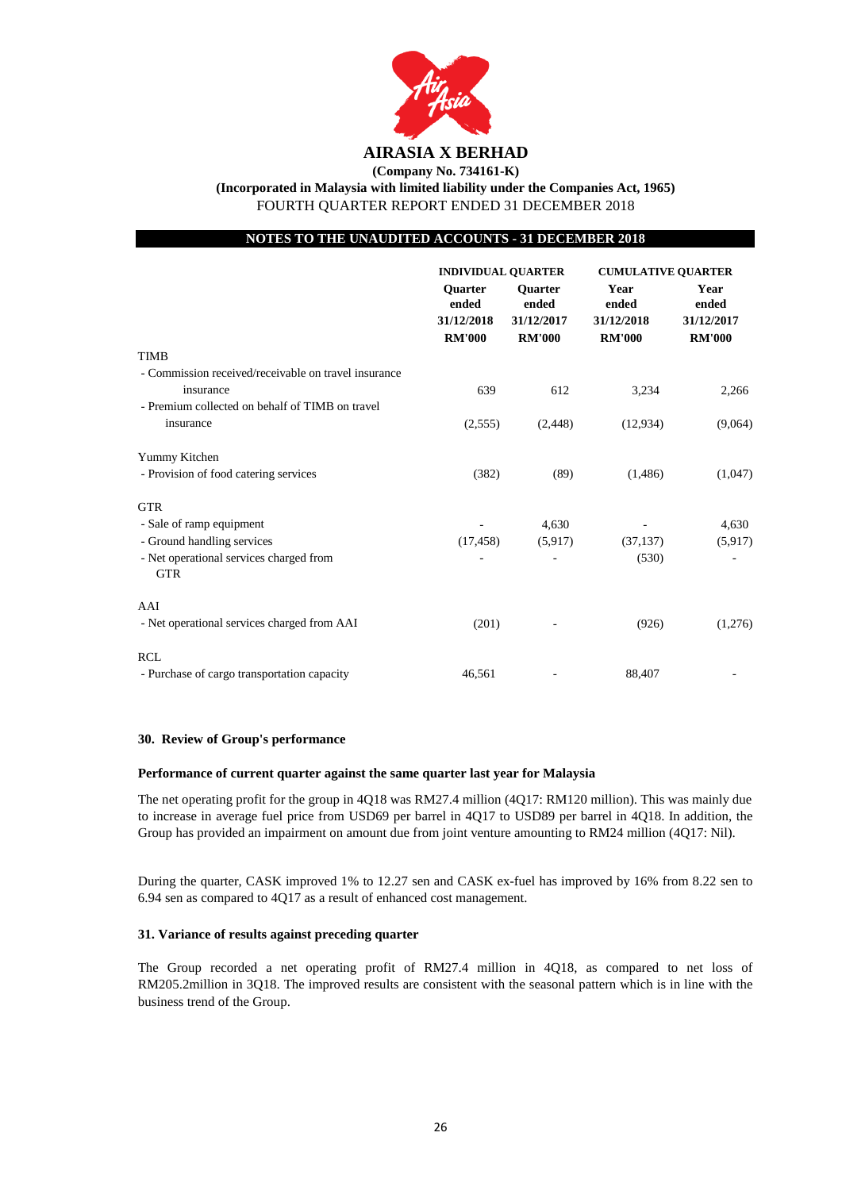**AIRASIA X BERHAD**

**(Company No. 734161-K)**

**(Incorporated in Malaysia with limited liability under the Companies Act, 1965)**

FOURTH QUARTER REPORT ENDED 31 DECEMBER 2018

**NOTES TO THE UNAUDITED ACCOUNTS - 31 DECEMBER 2018**

| | INDIVIDUAL QUARTER | | CUMULATIVE QUARTER | |
|---|---|---|---|---|
| | Quarter ended 31/12/2018 RM'000 | Quarter ended 31/12/2017 RM'000 | Year ended 31/12/2018 RM'000 | Year ended 31/12/2017 RM'000 |
| TIMB | | | | |
| - Commission received/receivable on travel insurance | 639 | 612 | 3,234 | 2,266 |
| - Premium collected on behalf of TIMB on travel insurance | (2,555) | (2,448) | (12,934) | (9,064) |
| Yummy Kitchen | | | | |
| - Provision of food catering services | (382) | (89) | (1,486) | (1,047) |
| GTR | | | | |
| - Sale of ramp equipment | - | 4,630 | - | 4,630 |
| - Ground handling services | (17,458) | (5,917) | (37,137) | (5,917) |
| - Net operational services charged from GTR | - | - | (530) | - |
| AAI | | | | |
| - Net operational services charged from AAI | (201) | - | (926) | (1,276) |
| RCL | | | | |
| - Purchase of cargo transportation capacity | 46,561 | - | 88,407 | - |

## 30. Review of Group's performance

### Performance of current quarter against the same quarter last year for Malaysia

The net operating profit for the group in 4Q18 was RM27.4 million (4Q17: RM120 million). This was mainly due to increase in average fuel price from USD69 per barrel in 4Q17 to USD89 per barrel in 4Q18. In addition, the Group has provided an impairment on amount due from joint venture amounting to RM24 million (4Q17: Nil).

During the quarter, CASK improved 1% to 12.27 sen and CASK ex-fuel has improved by 16% from 8.22 sen to 6.94 sen as compared to 4Q17 as a result of enhanced cost management.

## 31. Variance of results against preceding quarter

The Group recorded a net operating profit of RM27.4 million in 4Q18, as compared to net loss of RM205.2million in 3Q18. The improved results are consistent with the seasonal pattern which is in line with the business trend of the Group.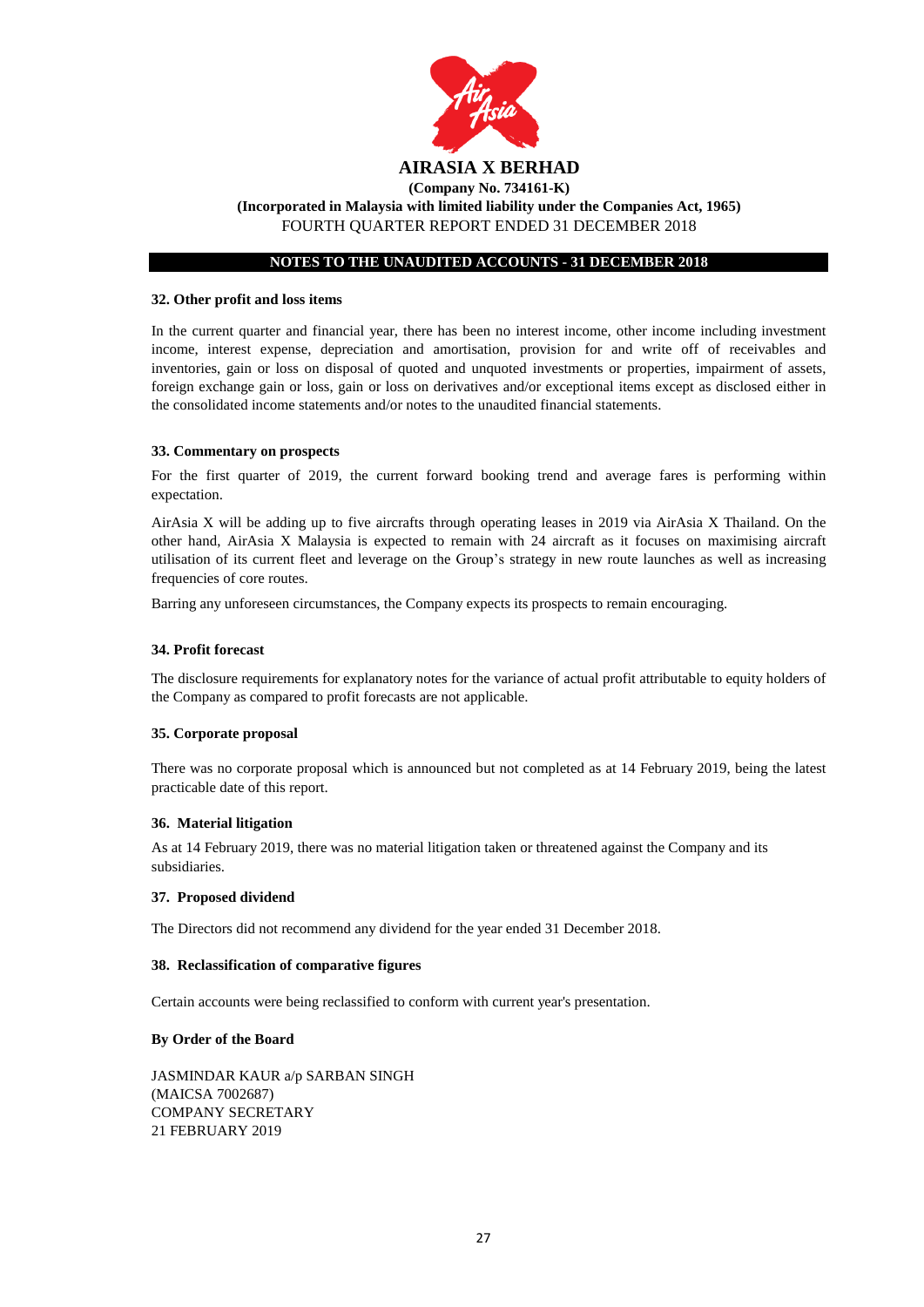**AIRASIA X BERHAD**
**(Company No. 734161-K)**
**(Incorporated in Malaysia with limited liability under the Companies Act, 1965)**
FOURTH QUARTER REPORT ENDED 31 DECEMBER 2018

**NOTES TO THE UNAUDITED ACCOUNTS - 31 DECEMBER 2018**

**32. Other profit and loss items**

In the current quarter and financial year, there has been no interest income, other income including investment income, interest expense, depreciation and amortisation, provision for and write off of receivables and inventories, gain or loss on disposal of quoted and unquoted investments or properties, impairment of assets, foreign exchange gain or loss, gain or loss on derivatives and/or exceptional items except as disclosed either in the consolidated income statements and/or notes to the unaudited financial statements.

**33. Commentary on prospects**

For the first quarter of 2019, the current forward booking trend and average fares is performing within expectation.

AirAsia X will be adding up to five aircrafts through operating leases in 2019 via AirAsia X Thailand. On the other hand, AirAsia X Malaysia is expected to remain with 24 aircraft as it focuses on maximising aircraft utilisation of its current fleet and leverage on the Group's strategy in new route launches as well as increasing frequencies of core routes.

Barring any unforeseen circumstances, the Company expects its prospects to remain encouraging.

**34. Profit forecast**

The disclosure requirements for explanatory notes for the variance of actual profit attributable to equity holders of the Company as compared to profit forecasts are not applicable.

**35. Corporate proposal**

There was no corporate proposal which is announced but not completed as at 14 February 2019, being the latest practicable date of this report.

**36. Material litigation**

As at 14 February 2019, there was no material litigation taken or threatened against the Company and its subsidiaries.

**37. Proposed dividend**

The Directors did not recommend any dividend for the year ended 31 December 2018.

**38. Reclassification of comparative figures**

Certain accounts were being reclassified to conform with current year's presentation.

**By Order of the Board**

JASMINDAR KAUR a/p SARBAN SINGH
(MAICSA 7002687)
COMPANY SECRETARY
21 FEBRUARY 2019